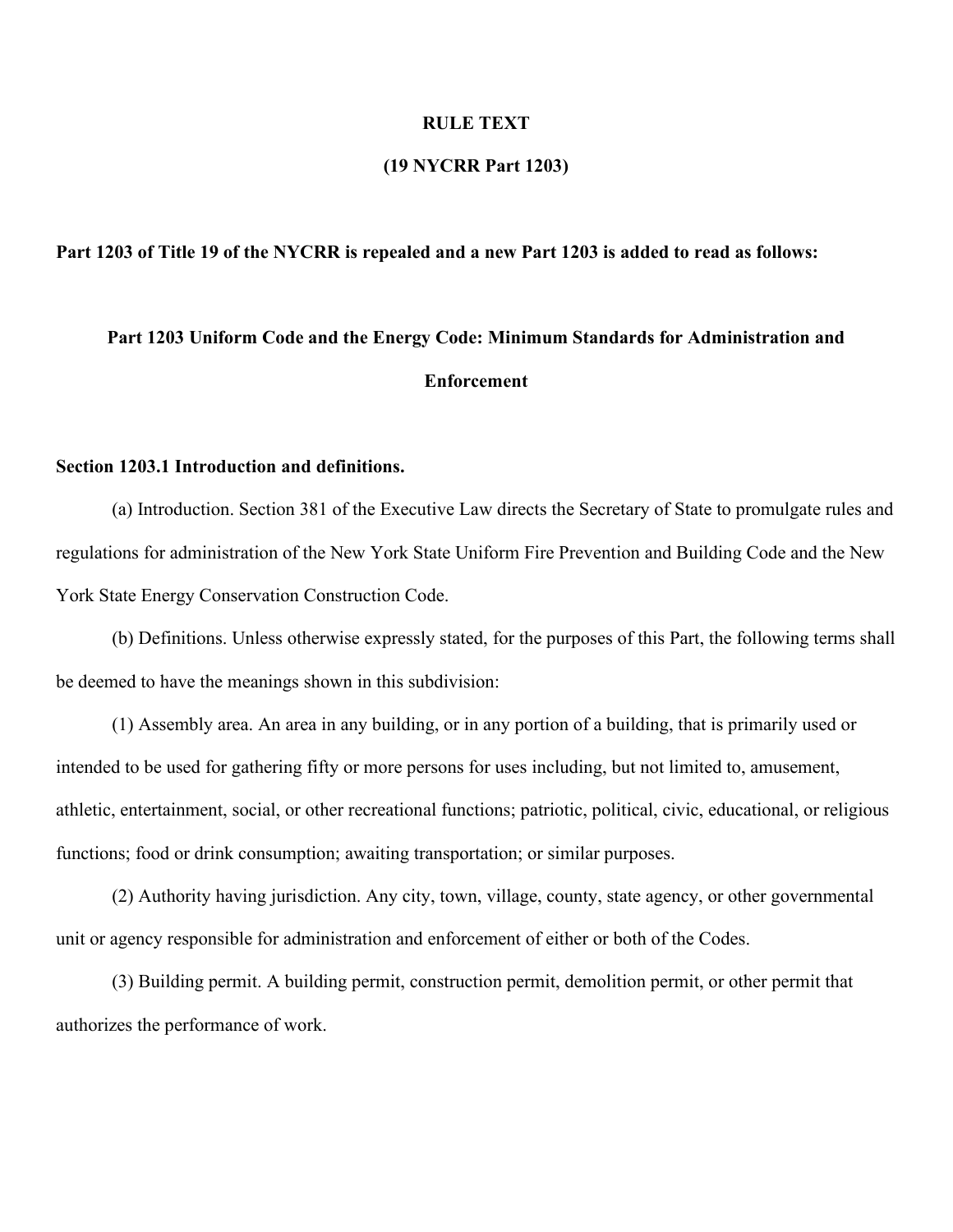# RULE TEXT

## (19 NYCRR Part 1203)

**Part 1203 of Title 19 of the NYCRR is repealed and a new Part 1203 is added to read as follows:**

## Part 1203 Uniform Code and the Energy Code: Minimum Standards for Administration and Enforcement

### Section 1203.1 Introduction and definitions.

(a) Introduction. Section 381 of the Executive Law directs the Secretary of State to promulgate rules and regulations for administration of the New York State Uniform Fire Prevention and Building Code and the New York State Energy Conservation Construction Code.

(b) Definitions. Unless otherwise expressly stated, for the purposes of this Part, the following terms shall be deemed to have the meanings shown in this subdivision:

(1) Assembly area. An area in any building, or in any portion of a building, that is primarily used or intended to be used for gathering fifty or more persons for uses including, but not limited to, amusement, athletic, entertainment, social, or other recreational functions; patriotic, political, civic, educational, or religious functions; food or drink consumption; awaiting transportation; or similar purposes.

(2) Authority having jurisdiction. Any city, town, village, county, state agency, or other governmental unit or agency responsible for administration and enforcement of either or both of the Codes.

(3) Building permit. A building permit, construction permit, demolition permit, or other permit that authorizes the performance of work.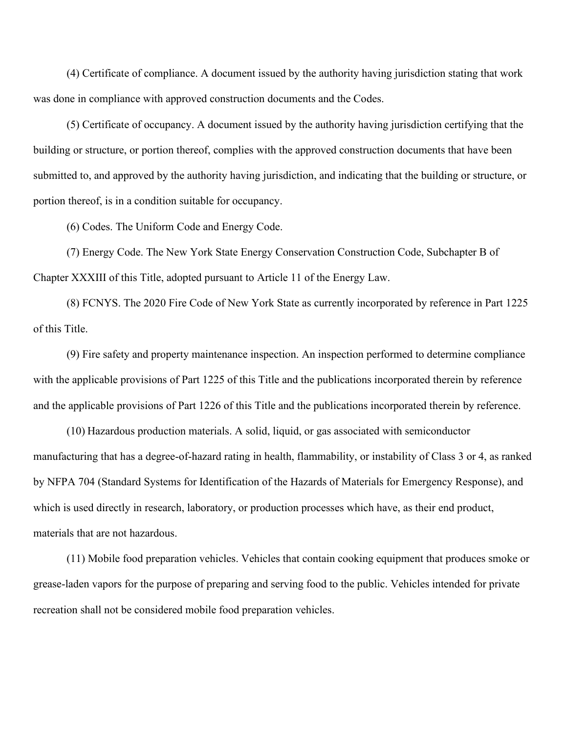(4) Certificate of compliance. A document issued by the authority having jurisdiction stating that work was done in compliance with approved construction documents and the Codes.

(5) Certificate of occupancy. A document issued by the authority having jurisdiction certifying that the building or structure, or portion thereof, complies with the approved construction documents that have been submitted to, and approved by the authority having jurisdiction, and indicating that the building or structure, or portion thereof, is in a condition suitable for occupancy.

(6) Codes. The Uniform Code and Energy Code.

(7) Energy Code. The New York State Energy Conservation Construction Code, Subchapter B of Chapter XXXIII of this Title, adopted pursuant to Article 11 of the Energy Law.

(8) FCNYS. The 2020 Fire Code of New York State as currently incorporated by reference in Part 1225 of this Title.

(9) Fire safety and property maintenance inspection. An inspection performed to determine compliance with the applicable provisions of Part 1225 of this Title and the publications incorporated therein by reference and the applicable provisions of Part 1226 of this Title and the publications incorporated therein by reference.

(10) Hazardous production materials. A solid, liquid, or gas associated with semiconductor manufacturing that has a degree-of-hazard rating in health, flammability, or instability of Class 3 or 4, as ranked by NFPA 704 (Standard Systems for Identification of the Hazards of Materials for Emergency Response), and which is used directly in research, laboratory, or production processes which have, as their end product, materials that are not hazardous.

(11) Mobile food preparation vehicles. Vehicles that contain cooking equipment that produces smoke or grease-laden vapors for the purpose of preparing and serving food to the public. Vehicles intended for private recreation shall not be considered mobile food preparation vehicles.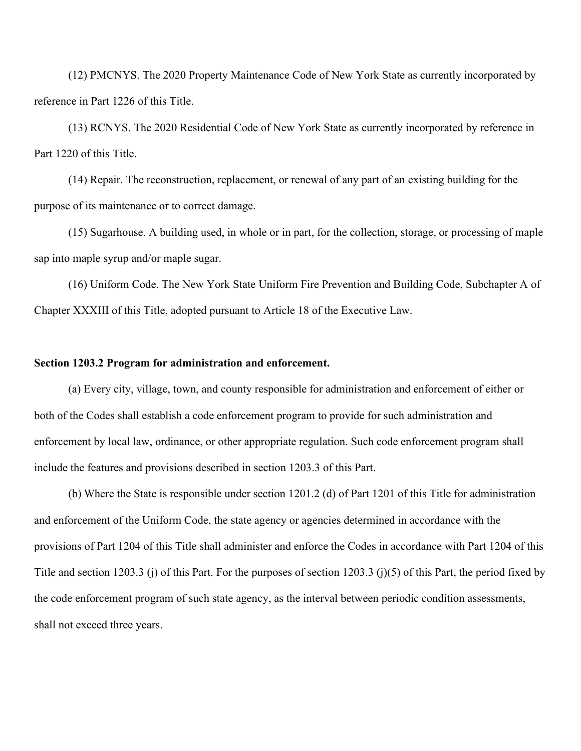(12) PMCNYS. The 2020 Property Maintenance Code of New York State as currently incorporated by reference in Part 1226 of this Title.

(13) RCNYS. The 2020 Residential Code of New York State as currently incorporated by reference in Part 1220 of this Title.

(14) Repair. The reconstruction, replacement, or renewal of any part of an existing building for the purpose of its maintenance or to correct damage.

(15) Sugarhouse. A building used, in whole or in part, for the collection, storage, or processing of maple sap into maple syrup and/or maple sugar.

(16) Uniform Code. The New York State Uniform Fire Prevention and Building Code, Subchapter A of Chapter XXXIII of this Title, adopted pursuant to Article 18 of the Executive Law.

**Section 1203.2 Program for administration and enforcement.**

(a) Every city, village, town, and county responsible for administration and enforcement of either or both of the Codes shall establish a code enforcement program to provide for such administration and enforcement by local law, ordinance, or other appropriate regulation. Such code enforcement program shall include the features and provisions described in section 1203.3 of this Part.

(b) Where the State is responsible under section 1201.2 (d) of Part 1201 of this Title for administration and enforcement of the Uniform Code, the state agency or agencies determined in accordance with the provisions of Part 1204 of this Title shall administer and enforce the Codes in accordance with Part 1204 of this Title and section 1203.3 (j) of this Part. For the purposes of section 1203.3 (j)(5) of this Part, the period fixed by the code enforcement program of such state agency, as the interval between periodic condition assessments, shall not exceed three years.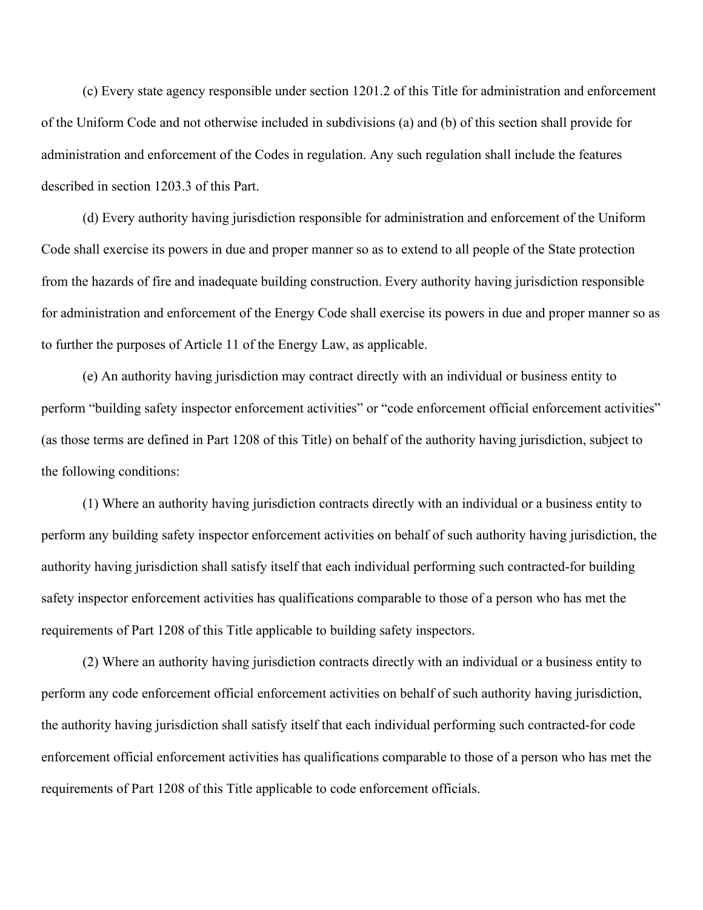(c) Every state agency responsible under section 1201.2 of this Title for administration and enforcement of the Uniform Code and not otherwise included in subdivisions (a) and (b) of this section shall provide for administration and enforcement of the Codes in regulation. Any such regulation shall include the features described in section 1203.3 of this Part.

(d) Every authority having jurisdiction responsible for administration and enforcement of the Uniform Code shall exercise its powers in due and proper manner so as to extend to all people of the State protection from the hazards of fire and inadequate building construction. Every authority having jurisdiction responsible for administration and enforcement of the Energy Code shall exercise its powers in due and proper manner so as to further the purposes of Article 11 of the Energy Law, as applicable.

(e) An authority having jurisdiction may contract directly with an individual or business entity to perform "building safety inspector enforcement activities" or "code enforcement official enforcement activities" (as those terms are defined in Part 1208 of this Title) on behalf of the authority having jurisdiction, subject to the following conditions:

(1) Where an authority having jurisdiction contracts directly with an individual or a business entity to perform any building safety inspector enforcement activities on behalf of such authority having jurisdiction, the authority having jurisdiction shall satisfy itself that each individual performing such contracted-for building safety inspector enforcement activities has qualifications comparable to those of a person who has met the requirements of Part 1208 of this Title applicable to building safety inspectors.

(2) Where an authority having jurisdiction contracts directly with an individual or a business entity to perform any code enforcement official enforcement activities on behalf of such authority having jurisdiction, the authority having jurisdiction shall satisfy itself that each individual performing such contracted-for code enforcement official enforcement activities has qualifications comparable to those of a person who has met the requirements of Part 1208 of this Title applicable to code enforcement officials.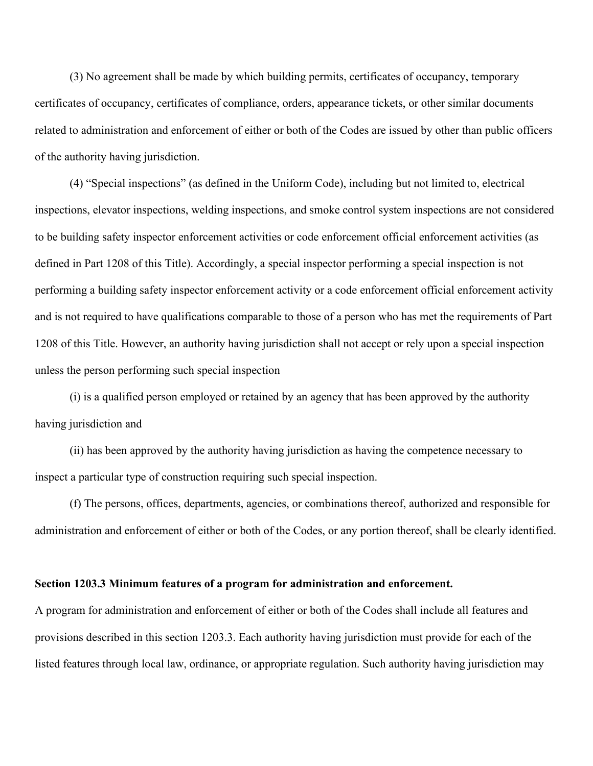(3) No agreement shall be made by which building permits, certificates of occupancy, temporary certificates of occupancy, certificates of compliance, orders, appearance tickets, or other similar documents related to administration and enforcement of either or both of the Codes are issued by other than public officers of the authority having jurisdiction.

(4) "Special inspections" (as defined in the Uniform Code), including but not limited to, electrical inspections, elevator inspections, welding inspections, and smoke control system inspections are not considered to be building safety inspector enforcement activities or code enforcement official enforcement activities (as defined in Part 1208 of this Title). Accordingly, a special inspector performing a special inspection is not performing a building safety inspector enforcement activity or a code enforcement official enforcement activity and is not required to have qualifications comparable to those of a person who has met the requirements of Part 1208 of this Title. However, an authority having jurisdiction shall not accept or rely upon a special inspection unless the person performing such special inspection

(i) is a qualified person employed or retained by an agency that has been approved by the authority having jurisdiction and

(ii) has been approved by the authority having jurisdiction as having the competence necessary to inspect a particular type of construction requiring such special inspection.

(f) The persons, offices, departments, agencies, or combinations thereof, authorized and responsible for administration and enforcement of either or both of the Codes, or any portion thereof, shall be clearly identified.

**Section 1203.3 Minimum features of a program for administration and enforcement.**

A program for administration and enforcement of either or both of the Codes shall include all features and provisions described in this section 1203.3. Each authority having jurisdiction must provide for each of the listed features through local law, ordinance, or appropriate regulation. Such authority having jurisdiction may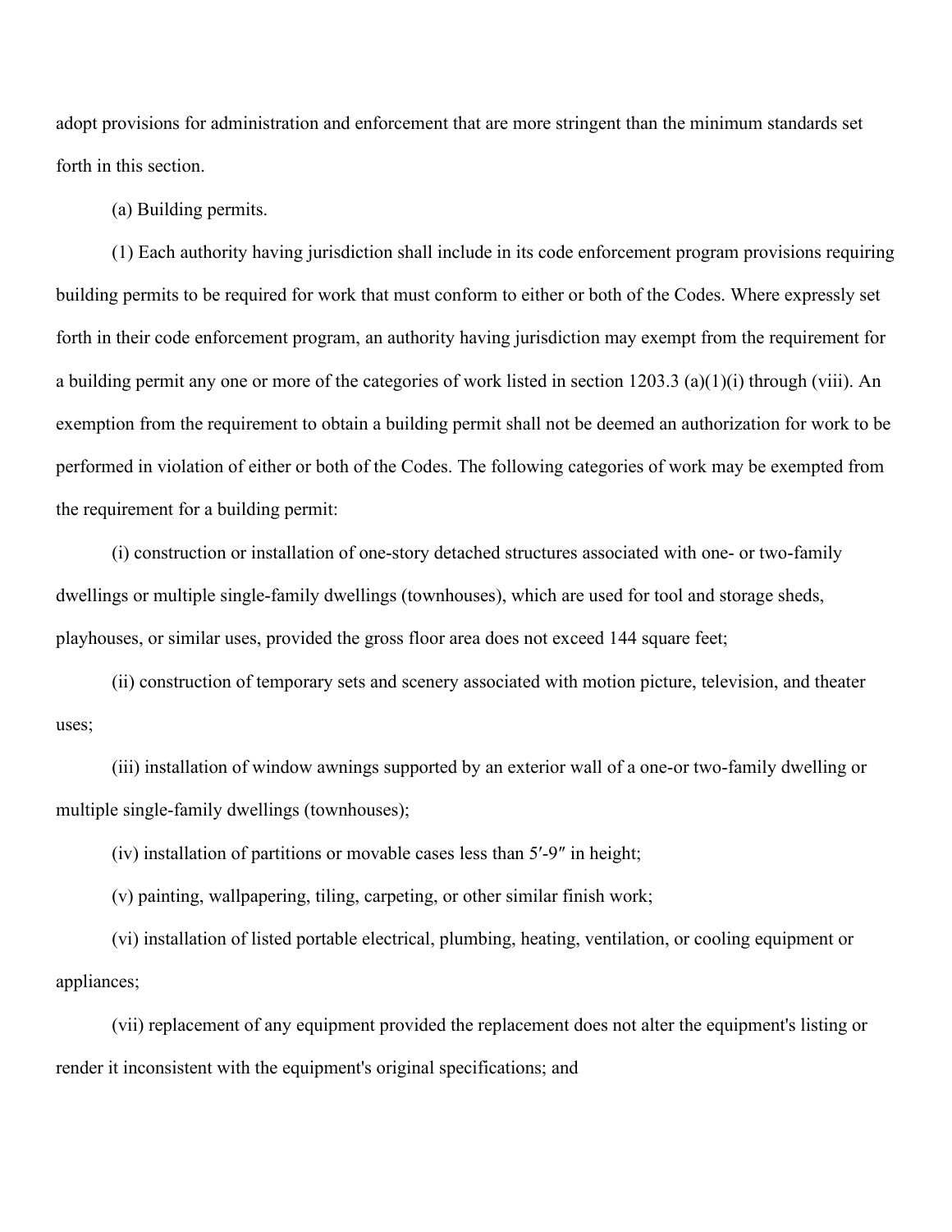adopt provisions for administration and enforcement that are more stringent than the minimum standards set forth in this section.

(a) Building permits.

(1) Each authority having jurisdiction shall include in its code enforcement program provisions requiring building permits to be required for work that must conform to either or both of the Codes. Where expressly set forth in their code enforcement program, an authority having jurisdiction may exempt from the requirement for a building permit any one or more of the categories of work listed in section 1203.3 (a)(1)(i) through (viii). An exemption from the requirement to obtain a building permit shall not be deemed an authorization for work to be performed in violation of either or both of the Codes. The following categories of work may be exempted from the requirement for a building permit:

(i) construction or installation of one-story detached structures associated with one- or two-family dwellings or multiple single-family dwellings (townhouses), which are used for tool and storage sheds, playhouses, or similar uses, provided the gross floor area does not exceed 144 square feet;

(ii) construction of temporary sets and scenery associated with motion picture, television, and theater uses;

(iii) installation of window awnings supported by an exterior wall of a one-or two-family dwelling or multiple single-family dwellings (townhouses);

(iv) installation of partitions or movable cases less than 5′-9″ in height;

(v) painting, wallpapering, tiling, carpeting, or other similar finish work;

(vi) installation of listed portable electrical, plumbing, heating, ventilation, or cooling equipment or appliances;

(vii) replacement of any equipment provided the replacement does not alter the equipment's listing or render it inconsistent with the equipment's original specifications; and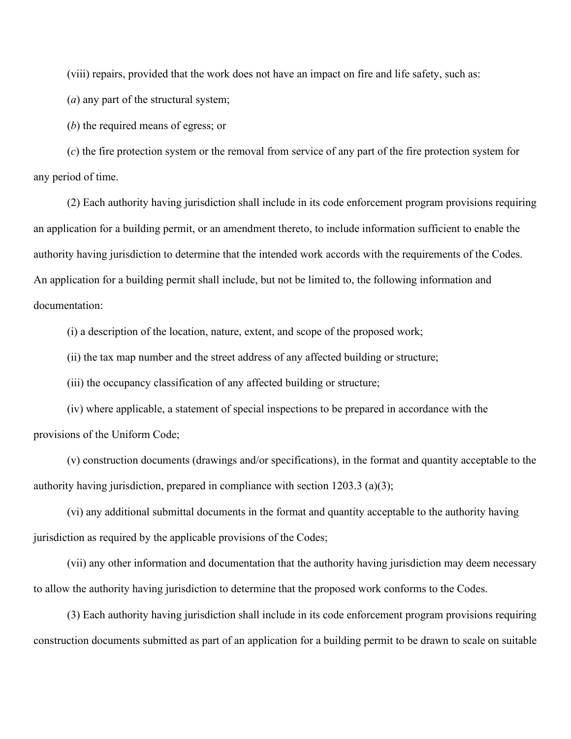(viii) repairs, provided that the work does not have an impact on fire and life safety, such as:

(*a*) any part of the structural system;

(*b*) the required means of egress; or

(*c*) the fire protection system or the removal from service of any part of the fire protection system for any period of time.

(2) Each authority having jurisdiction shall include in its code enforcement program provisions requiring an application for a building permit, or an amendment thereto, to include information sufficient to enable the authority having jurisdiction to determine that the intended work accords with the requirements of the Codes. An application for a building permit shall include, but not be limited to, the following information and documentation:

(i) a description of the location, nature, extent, and scope of the proposed work;

(ii) the tax map number and the street address of any affected building or structure;

(iii) the occupancy classification of any affected building or structure;

(iv) where applicable, a statement of special inspections to be prepared in accordance with the provisions of the Uniform Code;

(v) construction documents (drawings and/or specifications), in the format and quantity acceptable to the authority having jurisdiction, prepared in compliance with section 1203.3 (a)(3);

(vi) any additional submittal documents in the format and quantity acceptable to the authority having jurisdiction as required by the applicable provisions of the Codes;

(vii) any other information and documentation that the authority having jurisdiction may deem necessary to allow the authority having jurisdiction to determine that the proposed work conforms to the Codes.

(3) Each authority having jurisdiction shall include in its code enforcement program provisions requiring construction documents submitted as part of an application for a building permit to be drawn to scale on suitable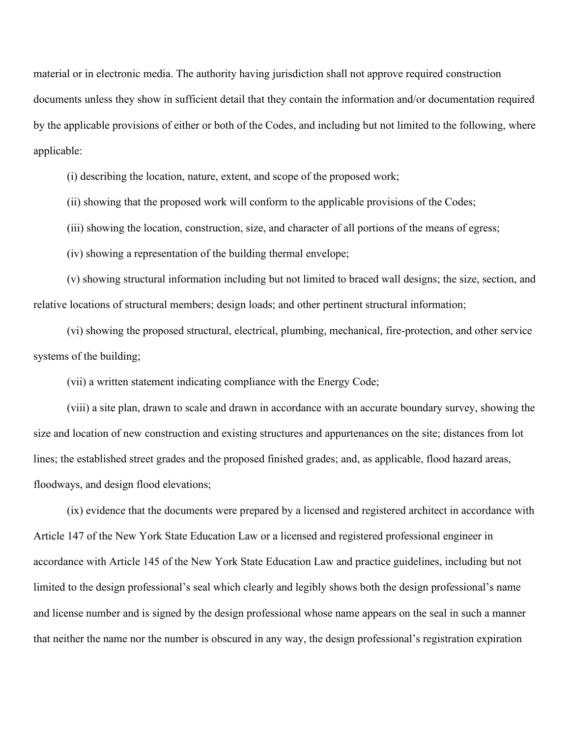material or in electronic media. The authority having jurisdiction shall not approve required construction documents unless they show in sufficient detail that they contain the information and/or documentation required by the applicable provisions of either or both of the Codes, and including but not limited to the following, where applicable:

(i) describing the location, nature, extent, and scope of the proposed work;

(ii) showing that the proposed work will conform to the applicable provisions of the Codes;

(iii) showing the location, construction, size, and character of all portions of the means of egress;

(iv) showing a representation of the building thermal envelope;

(v) showing structural information including but not limited to braced wall designs; the size, section, and relative locations of structural members; design loads; and other pertinent structural information;

(vi) showing the proposed structural, electrical, plumbing, mechanical, fire-protection, and other service systems of the building;

(vii) a written statement indicating compliance with the Energy Code;

(viii) a site plan, drawn to scale and drawn in accordance with an accurate boundary survey, showing the size and location of new construction and existing structures and appurtenances on the site; distances from lot lines; the established street grades and the proposed finished grades; and, as applicable, flood hazard areas, floodways, and design flood elevations;

(ix) evidence that the documents were prepared by a licensed and registered architect in accordance with Article 147 of the New York State Education Law or a licensed and registered professional engineer in accordance with Article 145 of the New York State Education Law and practice guidelines, including but not limited to the design professional's seal which clearly and legibly shows both the design professional's name and license number and is signed by the design professional whose name appears on the seal in such a manner that neither the name nor the number is obscured in any way, the design professional's registration expiration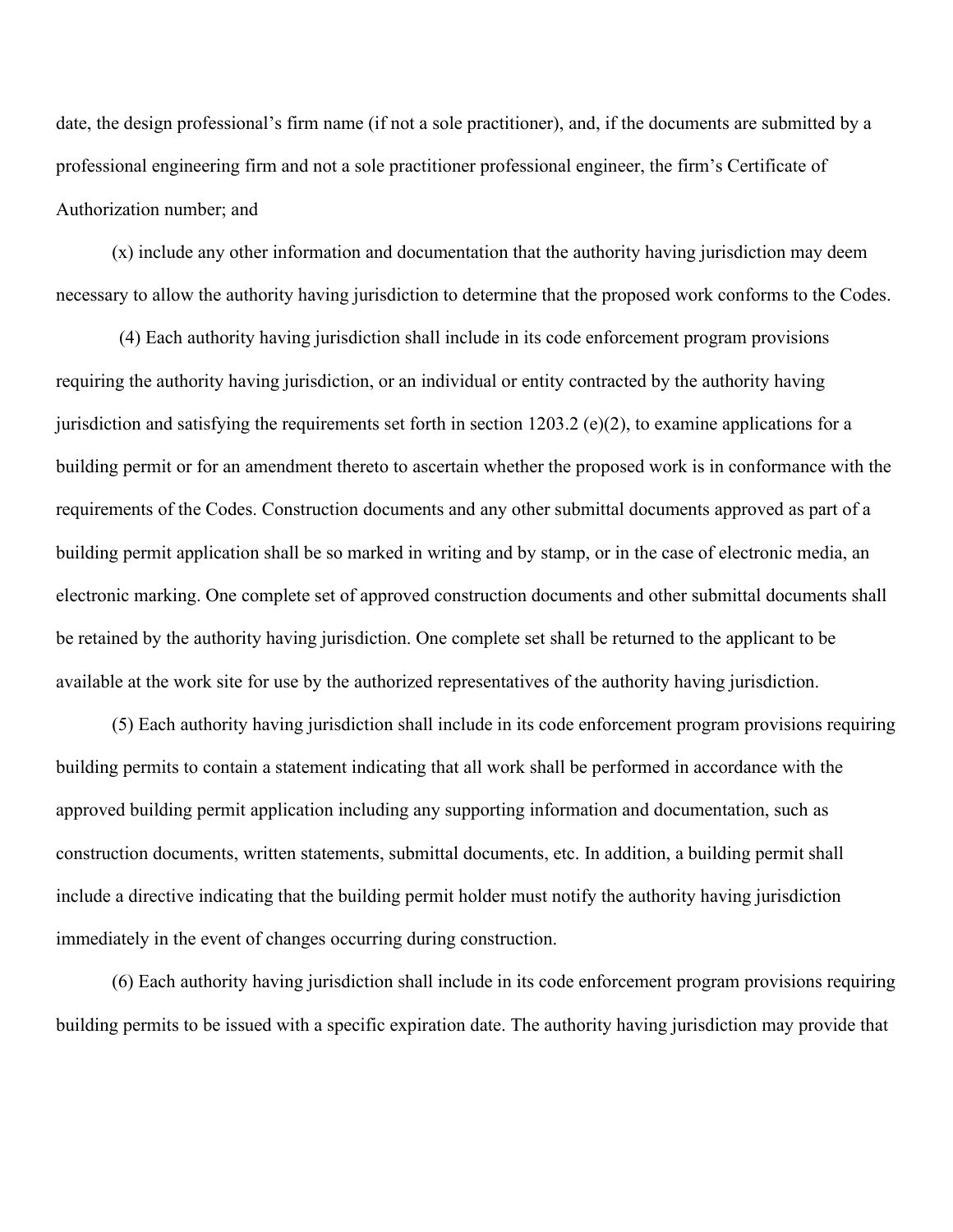date, the design professional's firm name (if not a sole practitioner), and, if the documents are submitted by a professional engineering firm and not a sole practitioner professional engineer, the firm's Certificate of Authorization number; and

(x) include any other information and documentation that the authority having jurisdiction may deem necessary to allow the authority having jurisdiction to determine that the proposed work conforms to the Codes.

(4) Each authority having jurisdiction shall include in its code enforcement program provisions requiring the authority having jurisdiction, or an individual or entity contracted by the authority having jurisdiction and satisfying the requirements set forth in section 1203.2 (e)(2), to examine applications for a building permit or for an amendment thereto to ascertain whether the proposed work is in conformance with the requirements of the Codes. Construction documents and any other submittal documents approved as part of a building permit application shall be so marked in writing and by stamp, or in the case of electronic media, an electronic marking. One complete set of approved construction documents and other submittal documents shall be retained by the authority having jurisdiction. One complete set shall be returned to the applicant to be available at the work site for use by the authorized representatives of the authority having jurisdiction.

(5) Each authority having jurisdiction shall include in its code enforcement program provisions requiring building permits to contain a statement indicating that all work shall be performed in accordance with the approved building permit application including any supporting information and documentation, such as construction documents, written statements, submittal documents, etc. In addition, a building permit shall include a directive indicating that the building permit holder must notify the authority having jurisdiction immediately in the event of changes occurring during construction.

(6) Each authority having jurisdiction shall include in its code enforcement program provisions requiring building permits to be issued with a specific expiration date. The authority having jurisdiction may provide that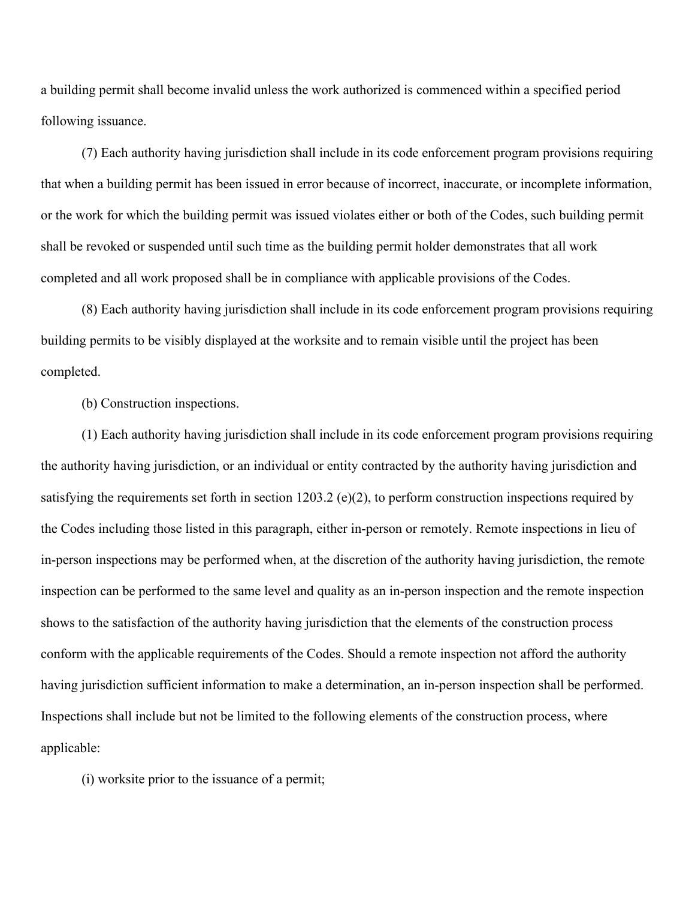a building permit shall become invalid unless the work authorized is commenced within a specified period following issuance.

(7) Each authority having jurisdiction shall include in its code enforcement program provisions requiring that when a building permit has been issued in error because of incorrect, inaccurate, or incomplete information, or the work for which the building permit was issued violates either or both of the Codes, such building permit shall be revoked or suspended until such time as the building permit holder demonstrates that all work completed and all work proposed shall be in compliance with applicable provisions of the Codes.

(8) Each authority having jurisdiction shall include in its code enforcement program provisions requiring building permits to be visibly displayed at the worksite and to remain visible until the project has been completed.

(b) Construction inspections.

(1) Each authority having jurisdiction shall include in its code enforcement program provisions requiring the authority having jurisdiction, or an individual or entity contracted by the authority having jurisdiction and satisfying the requirements set forth in section 1203.2 (e)(2), to perform construction inspections required by the Codes including those listed in this paragraph, either in-person or remotely. Remote inspections in lieu of in-person inspections may be performed when, at the discretion of the authority having jurisdiction, the remote inspection can be performed to the same level and quality as an in-person inspection and the remote inspection shows to the satisfaction of the authority having jurisdiction that the elements of the construction process conform with the applicable requirements of the Codes. Should a remote inspection not afford the authority having jurisdiction sufficient information to make a determination, an in-person inspection shall be performed. Inspections shall include but not be limited to the following elements of the construction process, where applicable:

(i) worksite prior to the issuance of a permit;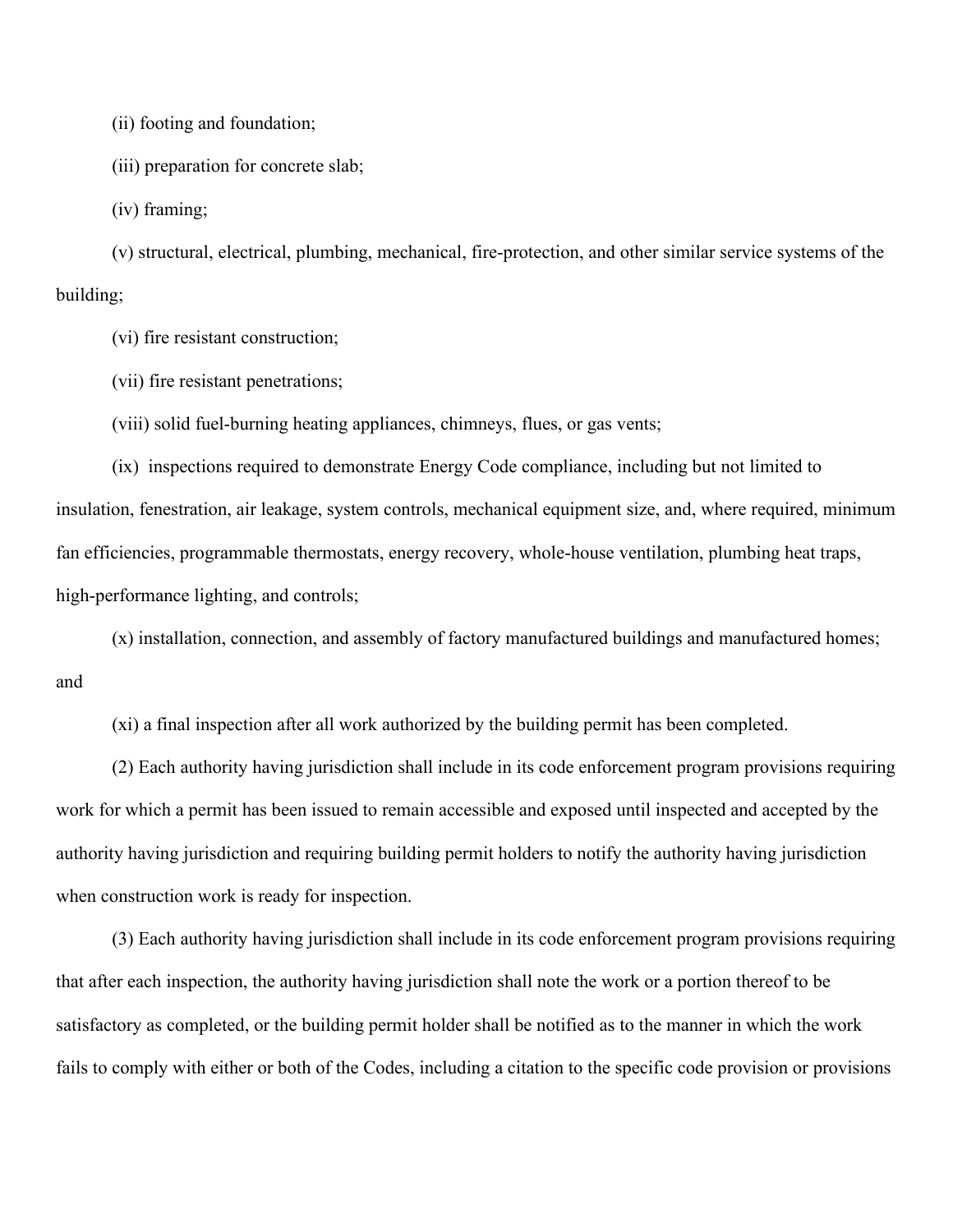(ii) footing and foundation;

(iii) preparation for concrete slab;

(iv) framing;

(v) structural, electrical, plumbing, mechanical, fire-protection, and other similar service systems of the building;

(vi) fire resistant construction;

(vii) fire resistant penetrations;

(viii) solid fuel-burning heating appliances, chimneys, flues, or gas vents;

(ix) inspections required to demonstrate Energy Code compliance, including but not limited to insulation, fenestration, air leakage, system controls, mechanical equipment size, and, where required, minimum fan efficiencies, programmable thermostats, energy recovery, whole-house ventilation, plumbing heat traps, high-performance lighting, and controls;

(x) installation, connection, and assembly of factory manufactured buildings and manufactured homes; and

(xi) a final inspection after all work authorized by the building permit has been completed.

(2) Each authority having jurisdiction shall include in its code enforcement program provisions requiring work for which a permit has been issued to remain accessible and exposed until inspected and accepted by the authority having jurisdiction and requiring building permit holders to notify the authority having jurisdiction when construction work is ready for inspection.

(3) Each authority having jurisdiction shall include in its code enforcement program provisions requiring that after each inspection, the authority having jurisdiction shall note the work or a portion thereof to be satisfactory as completed, or the building permit holder shall be notified as to the manner in which the work fails to comply with either or both of the Codes, including a citation to the specific code provision or provisions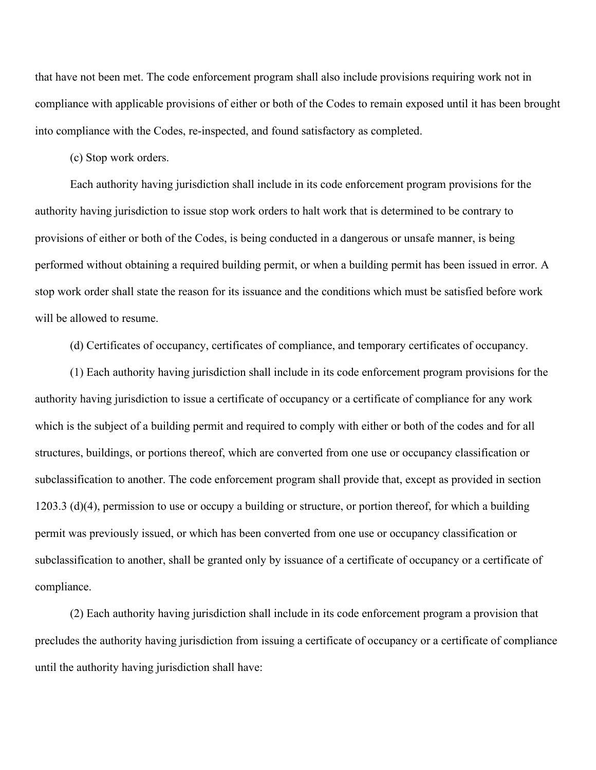that have not been met. The code enforcement program shall also include provisions requiring work not in compliance with applicable provisions of either or both of the Codes to remain exposed until it has been brought into compliance with the Codes, re-inspected, and found satisfactory as completed.

(c) Stop work orders.

Each authority having jurisdiction shall include in its code enforcement program provisions for the authority having jurisdiction to issue stop work orders to halt work that is determined to be contrary to provisions of either or both of the Codes, is being conducted in a dangerous or unsafe manner, is being performed without obtaining a required building permit, or when a building permit has been issued in error. A stop work order shall state the reason for its issuance and the conditions which must be satisfied before work will be allowed to resume.

(d) Certificates of occupancy, certificates of compliance, and temporary certificates of occupancy.

(1) Each authority having jurisdiction shall include in its code enforcement program provisions for the authority having jurisdiction to issue a certificate of occupancy or a certificate of compliance for any work which is the subject of a building permit and required to comply with either or both of the codes and for all structures, buildings, or portions thereof, which are converted from one use or occupancy classification or subclassification to another. The code enforcement program shall provide that, except as provided in section 1203.3 (d)(4), permission to use or occupy a building or structure, or portion thereof, for which a building permit was previously issued, or which has been converted from one use or occupancy classification or subclassification to another, shall be granted only by issuance of a certificate of occupancy or a certificate of compliance.

(2) Each authority having jurisdiction shall include in its code enforcement program a provision that precludes the authority having jurisdiction from issuing a certificate of occupancy or a certificate of compliance until the authority having jurisdiction shall have: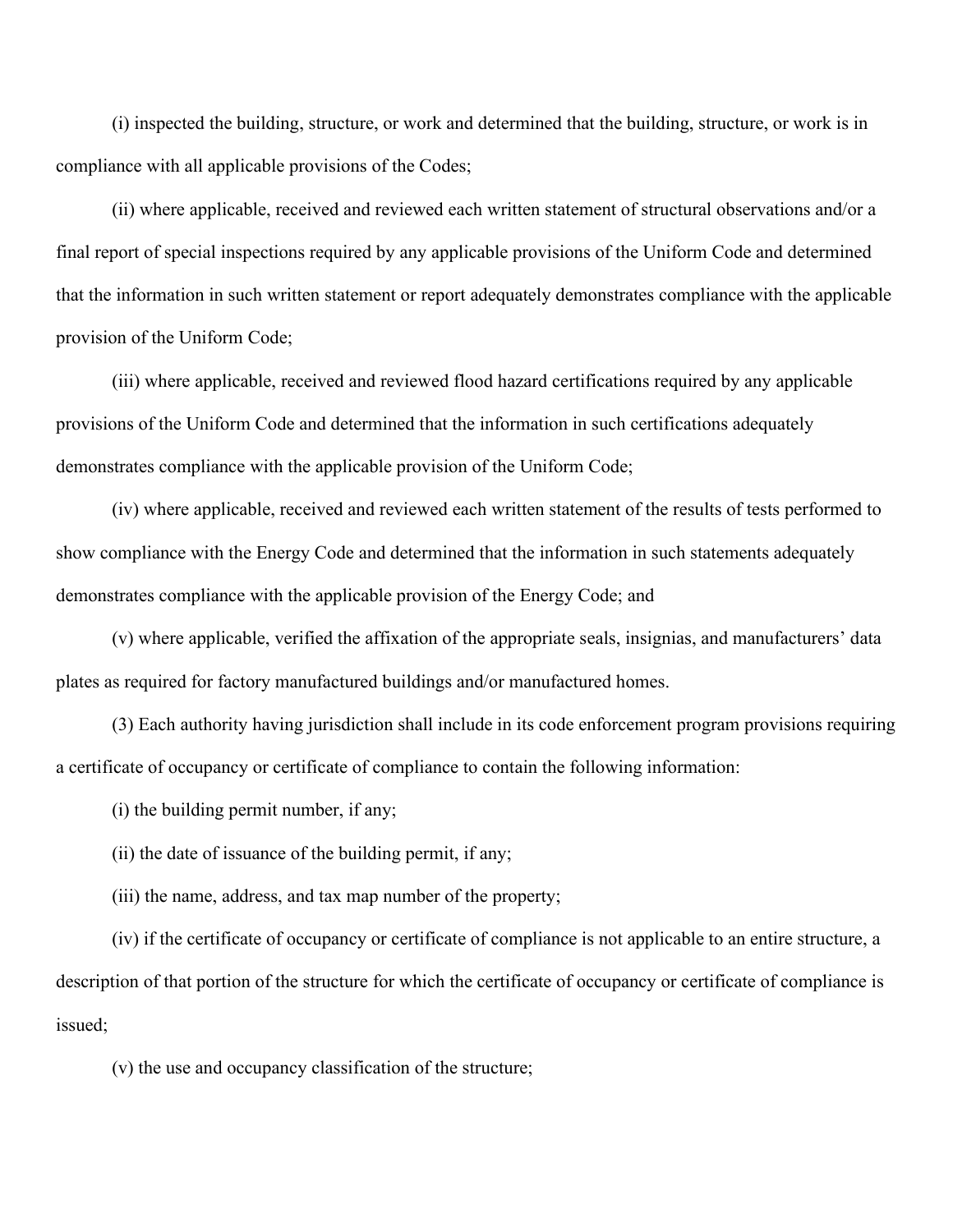(i) inspected the building, structure, or work and determined that the building, structure, or work is in compliance with all applicable provisions of the Codes;

(ii) where applicable, received and reviewed each written statement of structural observations and/or a final report of special inspections required by any applicable provisions of the Uniform Code and determined that the information in such written statement or report adequately demonstrates compliance with the applicable provision of the Uniform Code;

(iii) where applicable, received and reviewed flood hazard certifications required by any applicable provisions of the Uniform Code and determined that the information in such certifications adequately demonstrates compliance with the applicable provision of the Uniform Code;

(iv) where applicable, received and reviewed each written statement of the results of tests performed to show compliance with the Energy Code and determined that the information in such statements adequately demonstrates compliance with the applicable provision of the Energy Code; and

(v) where applicable, verified the affixation of the appropriate seals, insignias, and manufacturers' data plates as required for factory manufactured buildings and/or manufactured homes.

(3) Each authority having jurisdiction shall include in its code enforcement program provisions requiring a certificate of occupancy or certificate of compliance to contain the following information:

(i) the building permit number, if any;

(ii) the date of issuance of the building permit, if any;

(iii) the name, address, and tax map number of the property;

(iv) if the certificate of occupancy or certificate of compliance is not applicable to an entire structure, a description of that portion of the structure for which the certificate of occupancy or certificate of compliance is issued;

(v) the use and occupancy classification of the structure;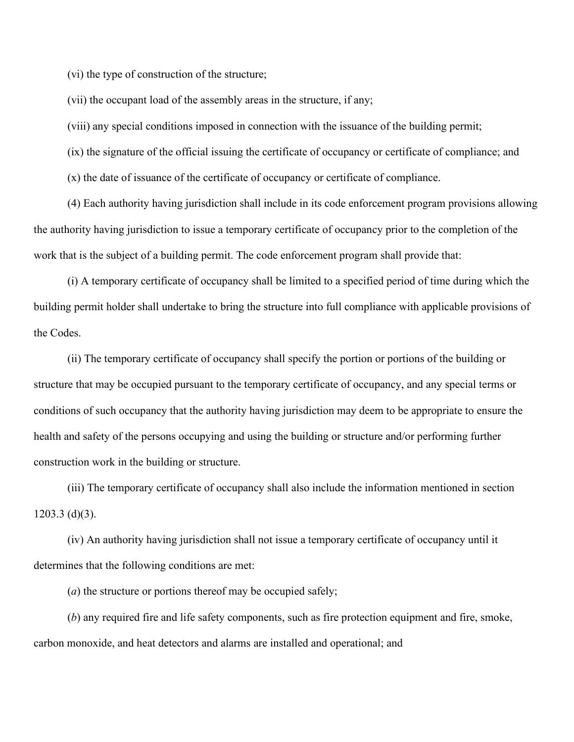(vi) the type of construction of the structure;

(vii) the occupant load of the assembly areas in the structure, if any;

(viii) any special conditions imposed in connection with the issuance of the building permit;

(ix) the signature of the official issuing the certificate of occupancy or certificate of compliance; and

(x) the date of issuance of the certificate of occupancy or certificate of compliance.

(4) Each authority having jurisdiction shall include in its code enforcement program provisions allowing the authority having jurisdiction to issue a temporary certificate of occupancy prior to the completion of the work that is the subject of a building permit. The code enforcement program shall provide that:

(i) A temporary certificate of occupancy shall be limited to a specified period of time during which the building permit holder shall undertake to bring the structure into full compliance with applicable provisions of the Codes.

(ii) The temporary certificate of occupancy shall specify the portion or portions of the building or structure that may be occupied pursuant to the temporary certificate of occupancy, and any special terms or conditions of such occupancy that the authority having jurisdiction may deem to be appropriate to ensure the health and safety of the persons occupying and using the building or structure and/or performing further construction work in the building or structure.

(iii) The temporary certificate of occupancy shall also include the information mentioned in section 1203.3 (d)(3).

(iv) An authority having jurisdiction shall not issue a temporary certificate of occupancy until it determines that the following conditions are met:

(*a*) the structure or portions thereof may be occupied safely;

(*b*) any required fire and life safety components, such as fire protection equipment and fire, smoke, carbon monoxide, and heat detectors and alarms are installed and operational; and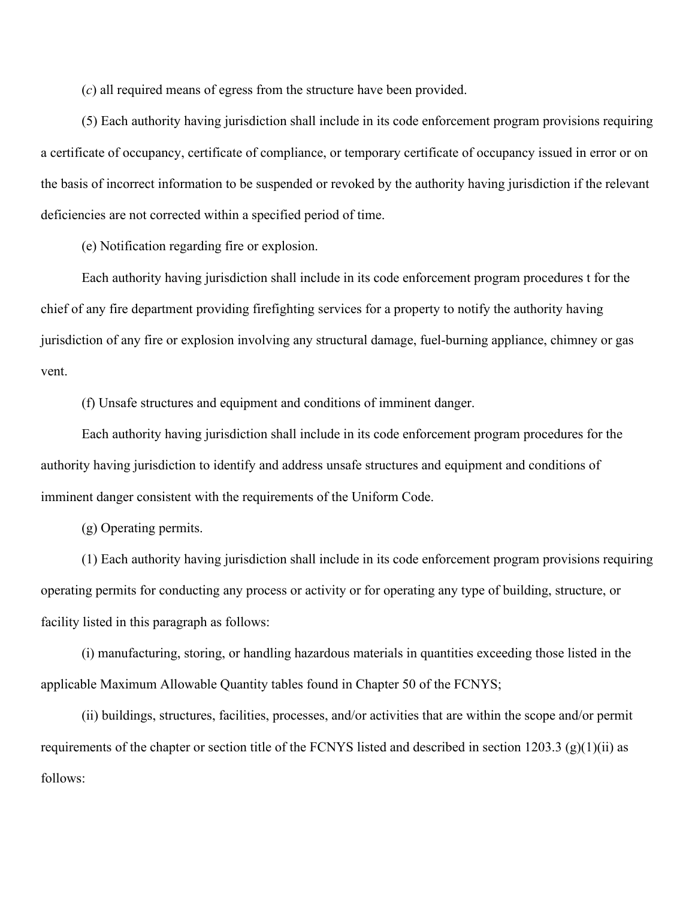(*c*) all required means of egress from the structure have been provided.

(5) Each authority having jurisdiction shall include in its code enforcement program provisions requiring a certificate of occupancy, certificate of compliance, or temporary certificate of occupancy issued in error or on the basis of incorrect information to be suspended or revoked by the authority having jurisdiction if the relevant deficiencies are not corrected within a specified period of time.

(e) Notification regarding fire or explosion.

Each authority having jurisdiction shall include in its code enforcement program procedures t for the chief of any fire department providing firefighting services for a property to notify the authority having jurisdiction of any fire or explosion involving any structural damage, fuel-burning appliance, chimney or gas vent.

(f) Unsafe structures and equipment and conditions of imminent danger.

Each authority having jurisdiction shall include in its code enforcement program procedures for the authority having jurisdiction to identify and address unsafe structures and equipment and conditions of imminent danger consistent with the requirements of the Uniform Code.

(g) Operating permits.

(1) Each authority having jurisdiction shall include in its code enforcement program provisions requiring operating permits for conducting any process or activity or for operating any type of building, structure, or facility listed in this paragraph as follows:

(i) manufacturing, storing, or handling hazardous materials in quantities exceeding those listed in the applicable Maximum Allowable Quantity tables found in Chapter 50 of the FCNYS;

(ii) buildings, structures, facilities, processes, and/or activities that are within the scope and/or permit requirements of the chapter or section title of the FCNYS listed and described in section 1203.3 (g)(1)(ii) as follows: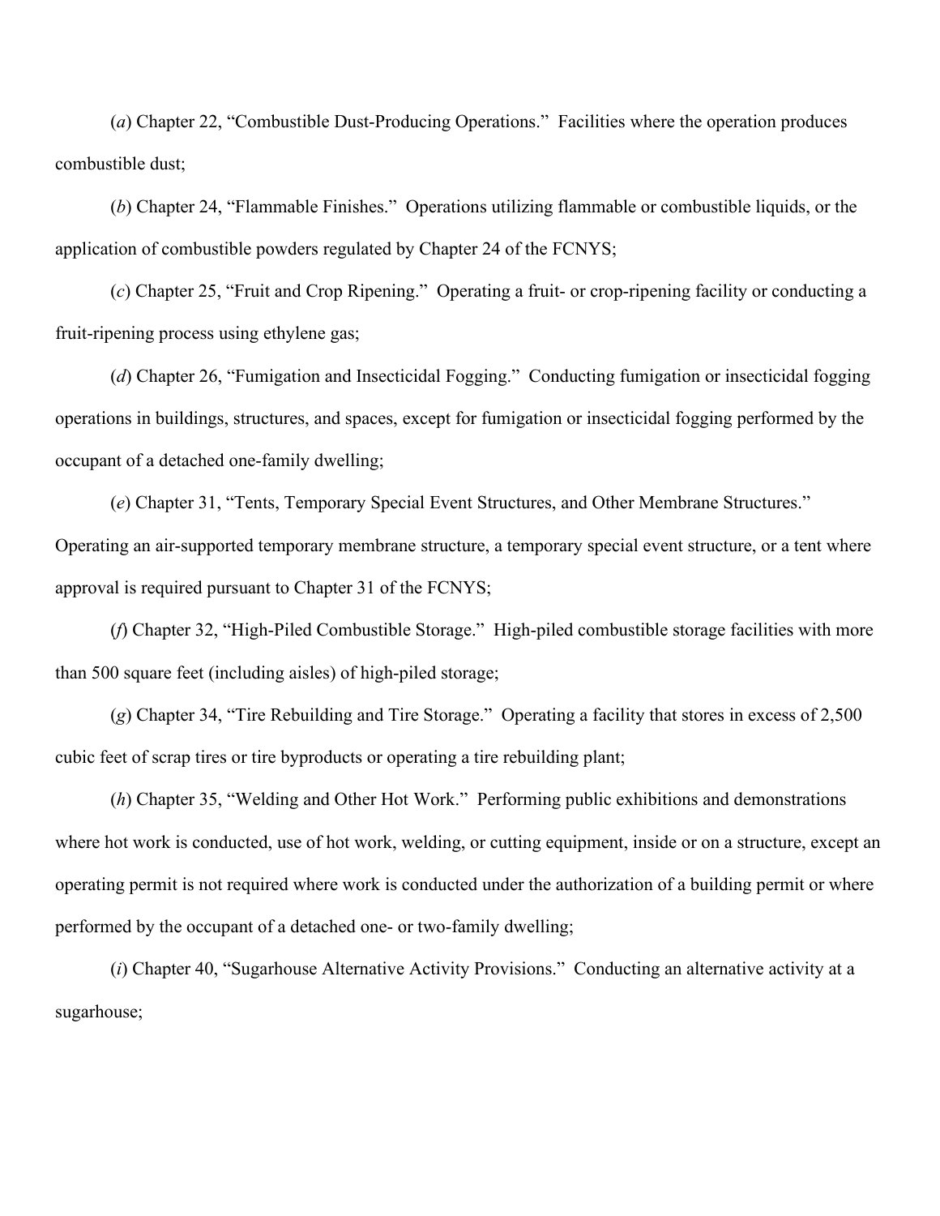(*a*) Chapter 22, "Combustible Dust-Producing Operations." Facilities where the operation produces combustible dust;

(*b*) Chapter 24, "Flammable Finishes." Operations utilizing flammable or combustible liquids, or the application of combustible powders regulated by Chapter 24 of the FCNYS;

(*c*) Chapter 25, "Fruit and Crop Ripening." Operating a fruit- or crop-ripening facility or conducting a fruit-ripening process using ethylene gas;

(*d*) Chapter 26, "Fumigation and Insecticidal Fogging." Conducting fumigation or insecticidal fogging operations in buildings, structures, and spaces, except for fumigation or insecticidal fogging performed by the occupant of a detached one-family dwelling;

(*e*) Chapter 31, "Tents, Temporary Special Event Structures, and Other Membrane Structures." Operating an air-supported temporary membrane structure, a temporary special event structure, or a tent where approval is required pursuant to Chapter 31 of the FCNYS;

(*f*) Chapter 32, "High-Piled Combustible Storage." High-piled combustible storage facilities with more than 500 square feet (including aisles) of high-piled storage;

(*g*) Chapter 34, "Tire Rebuilding and Tire Storage." Operating a facility that stores in excess of 2,500 cubic feet of scrap tires or tire byproducts or operating a tire rebuilding plant;

(*h*) Chapter 35, "Welding and Other Hot Work." Performing public exhibitions and demonstrations where hot work is conducted, use of hot work, welding, or cutting equipment, inside or on a structure, except an operating permit is not required where work is conducted under the authorization of a building permit or where performed by the occupant of a detached one- or two-family dwelling;

(*i*) Chapter 40, "Sugarhouse Alternative Activity Provisions." Conducting an alternative activity at a sugarhouse;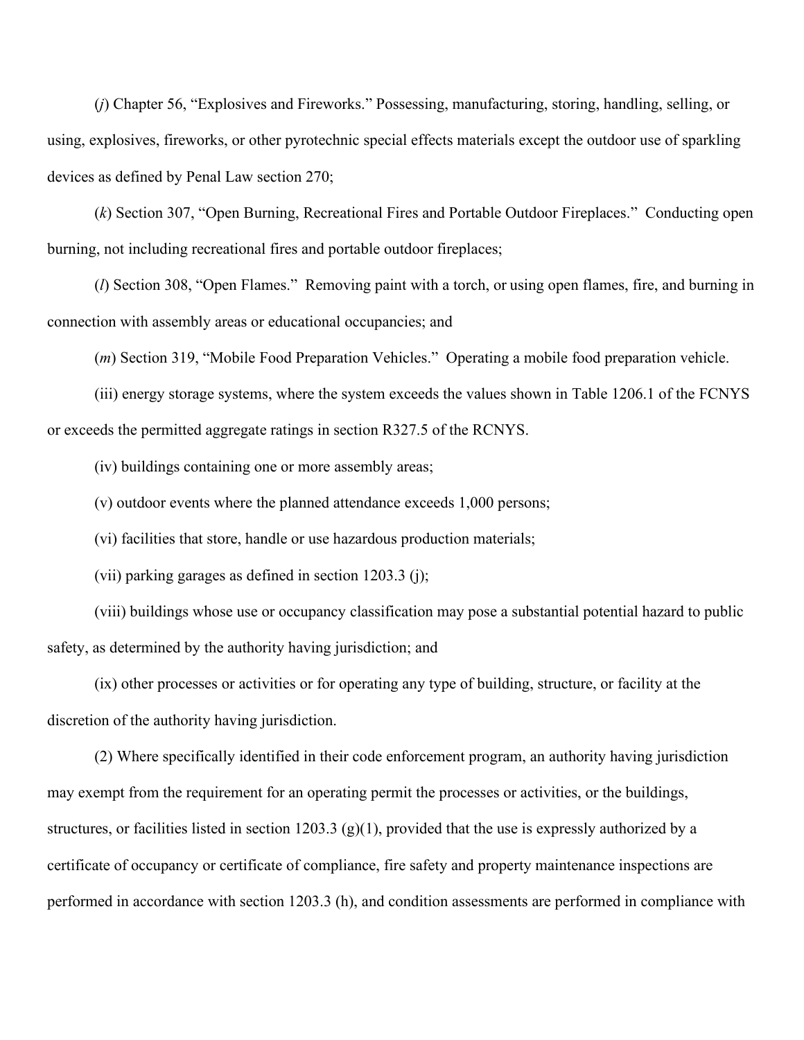(*j*) Chapter 56, "Explosives and Fireworks." Possessing, manufacturing, storing, handling, selling, or using, explosives, fireworks, or other pyrotechnic special effects materials except the outdoor use of sparkling devices as defined by Penal Law section 270;

(*k*) Section 307, "Open Burning, Recreational Fires and Portable Outdoor Fireplaces." Conducting open burning, not including recreational fires and portable outdoor fireplaces;

(*l*) Section 308, "Open Flames." Removing paint with a torch, or using open flames, fire, and burning in connection with assembly areas or educational occupancies; and

(*m*) Section 319, "Mobile Food Preparation Vehicles." Operating a mobile food preparation vehicle.

(iii) energy storage systems, where the system exceeds the values shown in Table 1206.1 of the FCNYS or exceeds the permitted aggregate ratings in section R327.5 of the RCNYS.

(iv) buildings containing one or more assembly areas;

(v) outdoor events where the planned attendance exceeds 1,000 persons;

(vi) facilities that store, handle or use hazardous production materials;

(vii) parking garages as defined in section 1203.3 (j);

(viii) buildings whose use or occupancy classification may pose a substantial potential hazard to public safety, as determined by the authority having jurisdiction; and

(ix) other processes or activities or for operating any type of building, structure, or facility at the discretion of the authority having jurisdiction.

(2) Where specifically identified in their code enforcement program, an authority having jurisdiction may exempt from the requirement for an operating permit the processes or activities, or the buildings, structures, or facilities listed in section 1203.3 (g)(1), provided that the use is expressly authorized by a certificate of occupancy or certificate of compliance, fire safety and property maintenance inspections are performed in accordance with section 1203.3 (h), and condition assessments are performed in compliance with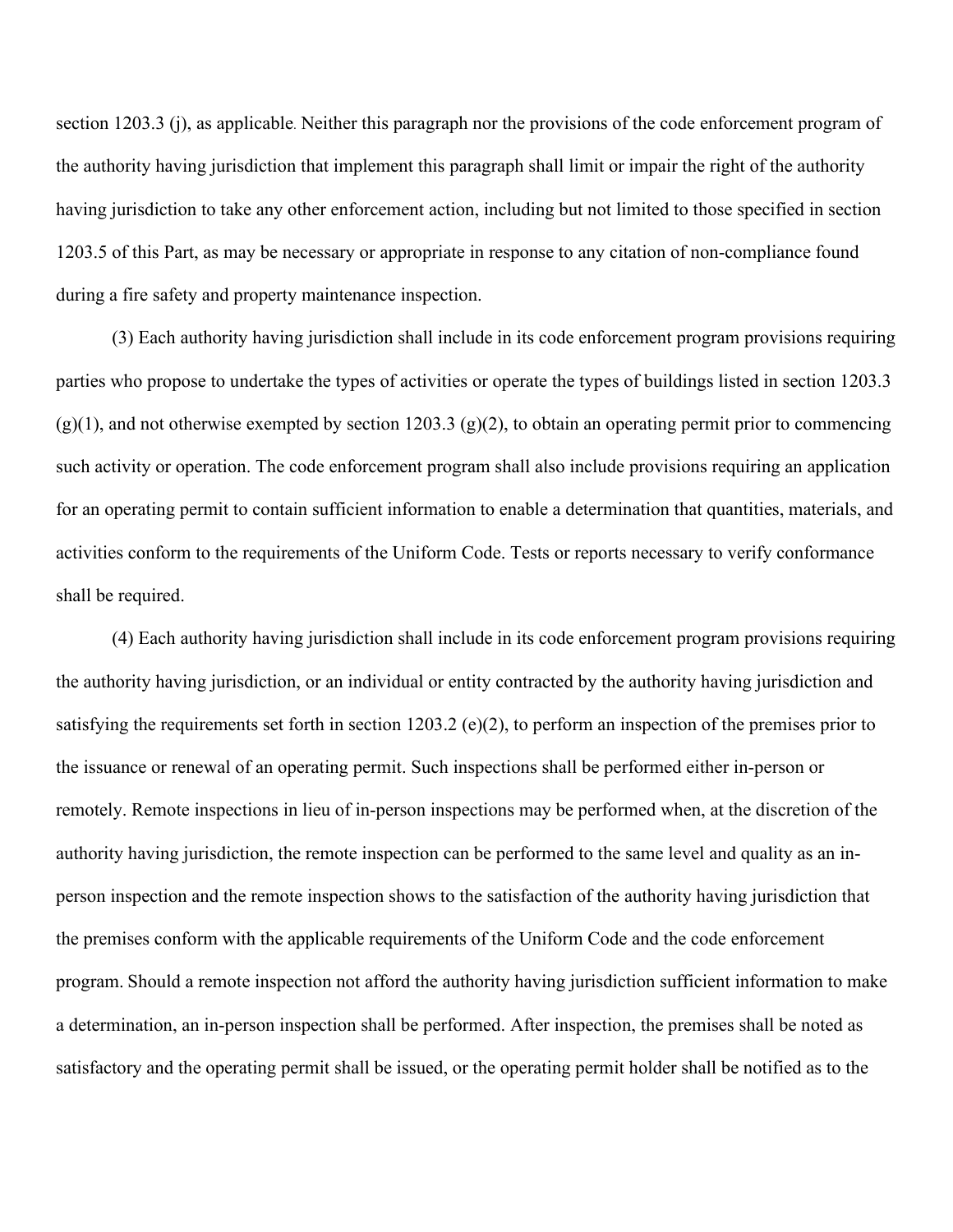section 1203.3 (j), as applicable. Neither this paragraph nor the provisions of the code enforcement program of the authority having jurisdiction that implement this paragraph shall limit or impair the right of the authority having jurisdiction to take any other enforcement action, including but not limited to those specified in section 1203.5 of this Part, as may be necessary or appropriate in response to any citation of non-compliance found during a fire safety and property maintenance inspection.

(3) Each authority having jurisdiction shall include in its code enforcement program provisions requiring parties who propose to undertake the types of activities or operate the types of buildings listed in section 1203.3 (g)(1), and not otherwise exempted by section 1203.3 (g)(2), to obtain an operating permit prior to commencing such activity or operation. The code enforcement program shall also include provisions requiring an application for an operating permit to contain sufficient information to enable a determination that quantities, materials, and activities conform to the requirements of the Uniform Code. Tests or reports necessary to verify conformance shall be required.

(4) Each authority having jurisdiction shall include in its code enforcement program provisions requiring the authority having jurisdiction, or an individual or entity contracted by the authority having jurisdiction and satisfying the requirements set forth in section 1203.2 (e)(2), to perform an inspection of the premises prior to the issuance or renewal of an operating permit. Such inspections shall be performed either in-person or remotely. Remote inspections in lieu of in-person inspections may be performed when, at the discretion of the authority having jurisdiction, the remote inspection can be performed to the same level and quality as an in-person inspection and the remote inspection shows to the satisfaction of the authority having jurisdiction that the premises conform with the applicable requirements of the Uniform Code and the code enforcement program. Should a remote inspection not afford the authority having jurisdiction sufficient information to make a determination, an in-person inspection shall be performed. After inspection, the premises shall be noted as satisfactory and the operating permit shall be issued, or the operating permit holder shall be notified as to the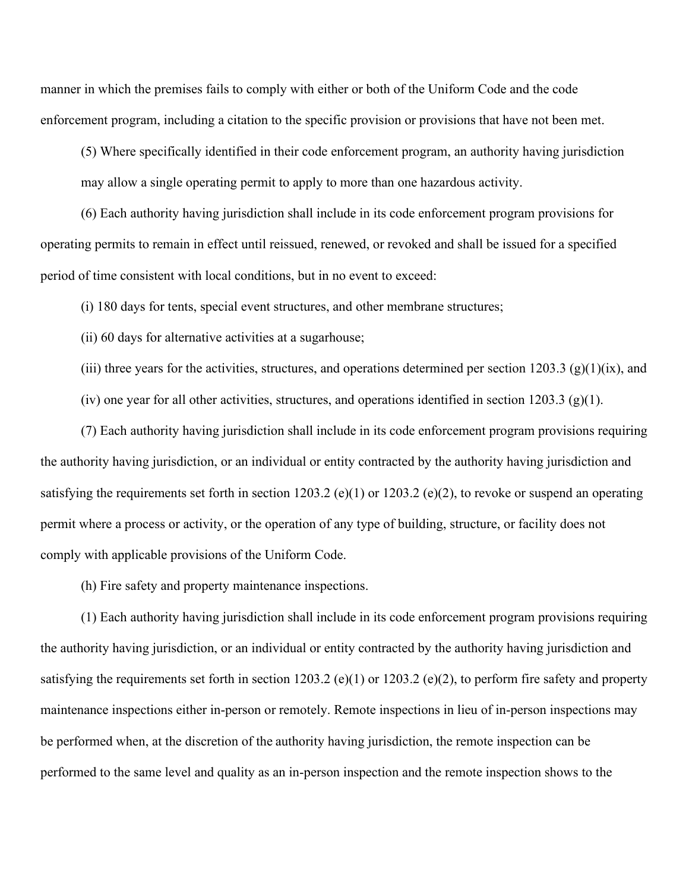manner in which the premises fails to comply with either or both of the Uniform Code and the code enforcement program, including a citation to the specific provision or provisions that have not been met.

(5) Where specifically identified in their code enforcement program, an authority having jurisdiction may allow a single operating permit to apply to more than one hazardous activity.

(6) Each authority having jurisdiction shall include in its code enforcement program provisions for operating permits to remain in effect until reissued, renewed, or revoked and shall be issued for a specified period of time consistent with local conditions, but in no event to exceed:

(i) 180 days for tents, special event structures, and other membrane structures;

(ii) 60 days for alternative activities at a sugarhouse;

(iii) three years for the activities, structures, and operations determined per section 1203.3 (g)(1)(ix), and

(iv) one year for all other activities, structures, and operations identified in section 1203.3 (g)(1).

(7) Each authority having jurisdiction shall include in its code enforcement program provisions requiring the authority having jurisdiction, or an individual or entity contracted by the authority having jurisdiction and satisfying the requirements set forth in section 1203.2 (e)(1) or 1203.2 (e)(2), to revoke or suspend an operating permit where a process or activity, or the operation of any type of building, structure, or facility does not comply with applicable provisions of the Uniform Code.

(h) Fire safety and property maintenance inspections.

(1) Each authority having jurisdiction shall include in its code enforcement program provisions requiring the authority having jurisdiction, or an individual or entity contracted by the authority having jurisdiction and satisfying the requirements set forth in section 1203.2 (e)(1) or 1203.2 (e)(2), to perform fire safety and property maintenance inspections either in-person or remotely. Remote inspections in lieu of in-person inspections may be performed when, at the discretion of the authority having jurisdiction, the remote inspection can be performed to the same level and quality as an in-person inspection and the remote inspection shows to the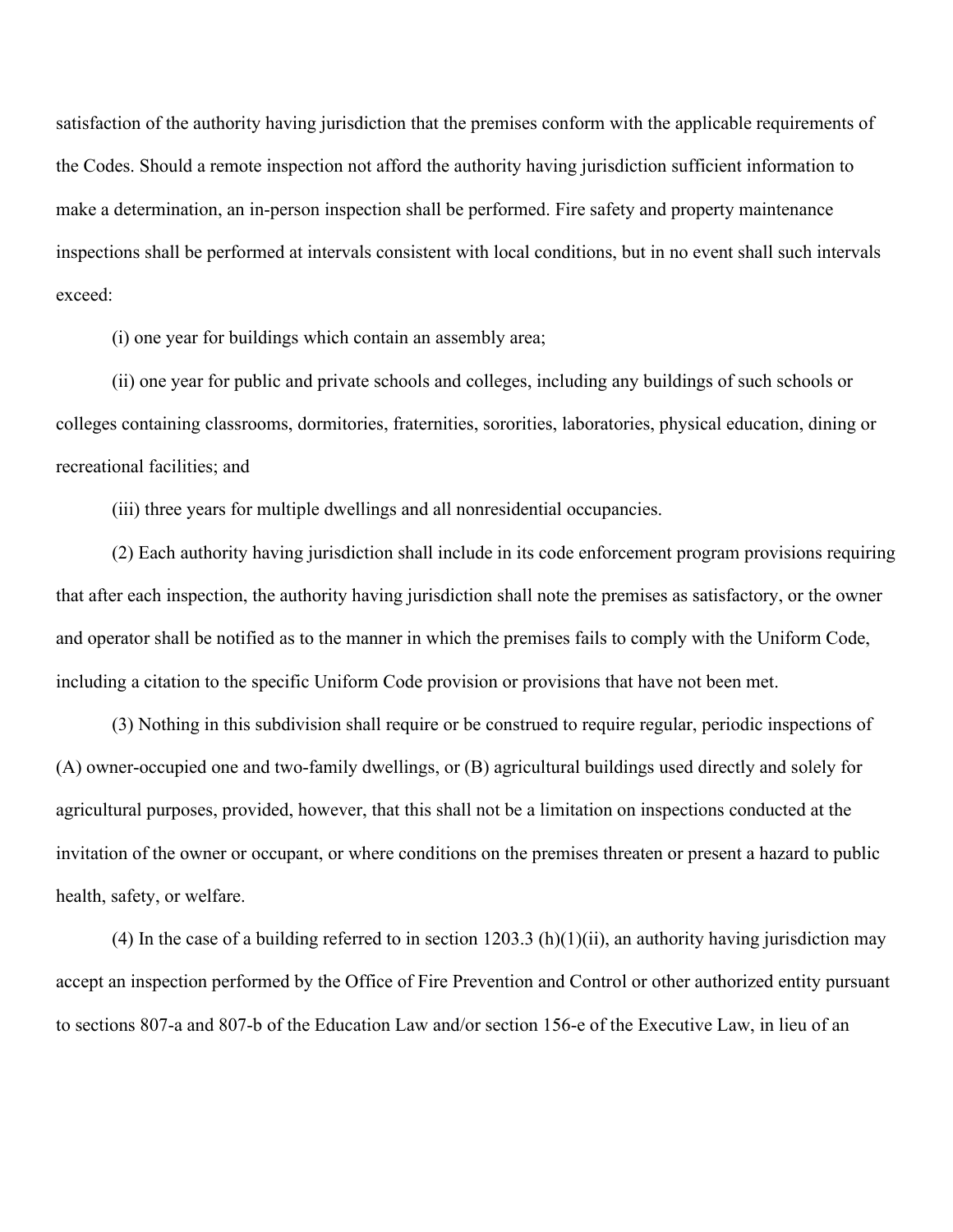satisfaction of the authority having jurisdiction that the premises conform with the applicable requirements of the Codes. Should a remote inspection not afford the authority having jurisdiction sufficient information to make a determination, an in-person inspection shall be performed. Fire safety and property maintenance inspections shall be performed at intervals consistent with local conditions, but in no event shall such intervals exceed:

(i) one year for buildings which contain an assembly area;

(ii) one year for public and private schools and colleges, including any buildings of such schools or colleges containing classrooms, dormitories, fraternities, sororities, laboratories, physical education, dining or recreational facilities; and

(iii) three years for multiple dwellings and all nonresidential occupancies.

(2) Each authority having jurisdiction shall include in its code enforcement program provisions requiring that after each inspection, the authority having jurisdiction shall note the premises as satisfactory, or the owner and operator shall be notified as to the manner in which the premises fails to comply with the Uniform Code, including a citation to the specific Uniform Code provision or provisions that have not been met.

(3) Nothing in this subdivision shall require or be construed to require regular, periodic inspections of (A) owner-occupied one and two-family dwellings, or (B) agricultural buildings used directly and solely for agricultural purposes, provided, however, that this shall not be a limitation on inspections conducted at the invitation of the owner or occupant, or where conditions on the premises threaten or present a hazard to public health, safety, or welfare.

(4) In the case of a building referred to in section 1203.3 (h)(1)(ii), an authority having jurisdiction may accept an inspection performed by the Office of Fire Prevention and Control or other authorized entity pursuant to sections 807-a and 807-b of the Education Law and/or section 156-e of the Executive Law, in lieu of an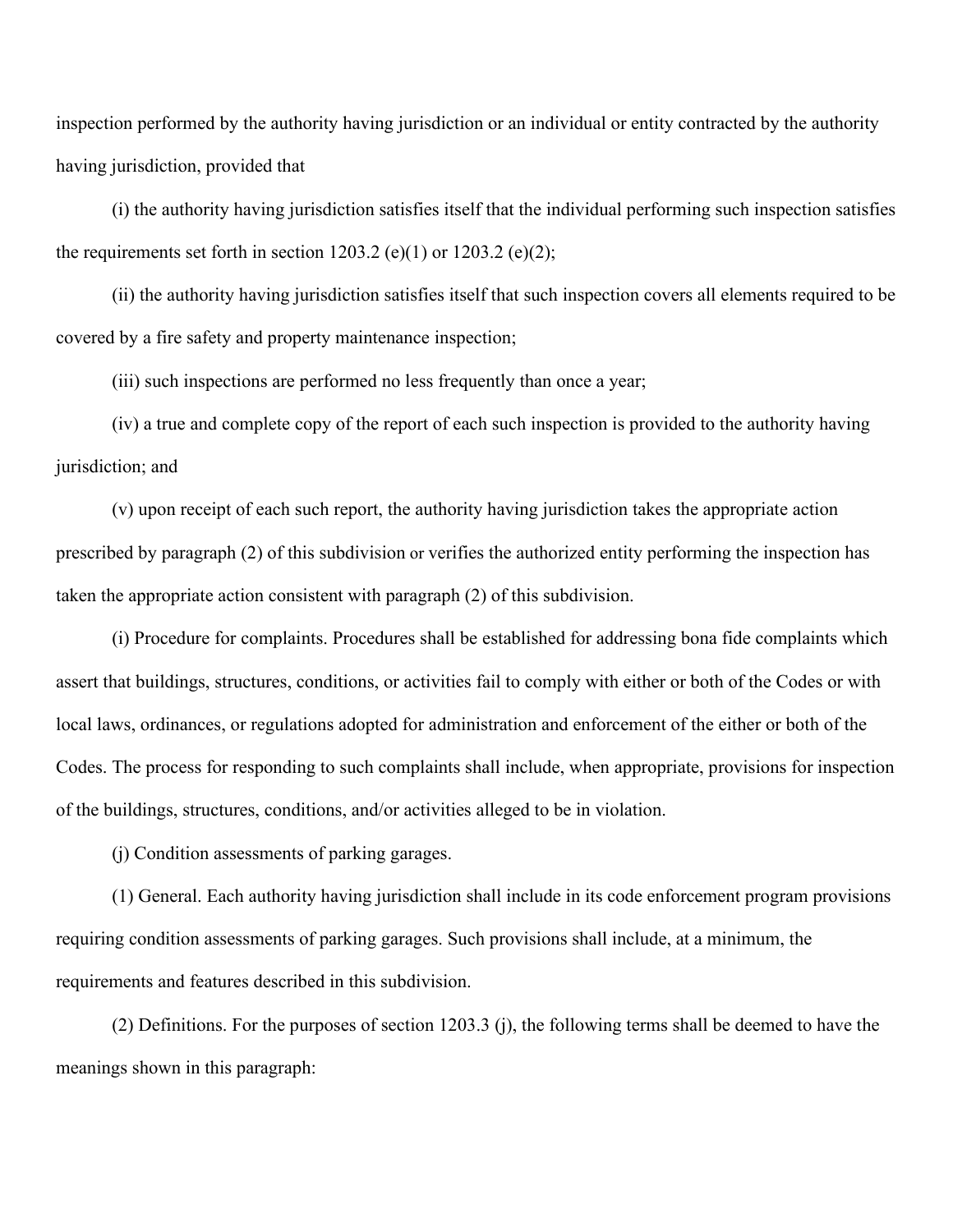inspection performed by the authority having jurisdiction or an individual or entity contracted by the authority having jurisdiction, provided that

(i) the authority having jurisdiction satisfies itself that the individual performing such inspection satisfies the requirements set forth in section 1203.2 (e)(1) or 1203.2 (e)(2);

(ii) the authority having jurisdiction satisfies itself that such inspection covers all elements required to be covered by a fire safety and property maintenance inspection;

(iii) such inspections are performed no less frequently than once a year;

(iv) a true and complete copy of the report of each such inspection is provided to the authority having jurisdiction; and

(v) upon receipt of each such report, the authority having jurisdiction takes the appropriate action prescribed by paragraph (2) of this subdivision or verifies the authorized entity performing the inspection has taken the appropriate action consistent with paragraph (2) of this subdivision.

(i) Procedure for complaints. Procedures shall be established for addressing bona fide complaints which assert that buildings, structures, conditions, or activities fail to comply with either or both of the Codes or with local laws, ordinances, or regulations adopted for administration and enforcement of the either or both of the Codes. The process for responding to such complaints shall include, when appropriate, provisions for inspection of the buildings, structures, conditions, and/or activities alleged to be in violation.

(j) Condition assessments of parking garages.

(1) General. Each authority having jurisdiction shall include in its code enforcement program provisions requiring condition assessments of parking garages. Such provisions shall include, at a minimum, the requirements and features described in this subdivision.

(2) Definitions. For the purposes of section 1203.3 (j), the following terms shall be deemed to have the meanings shown in this paragraph: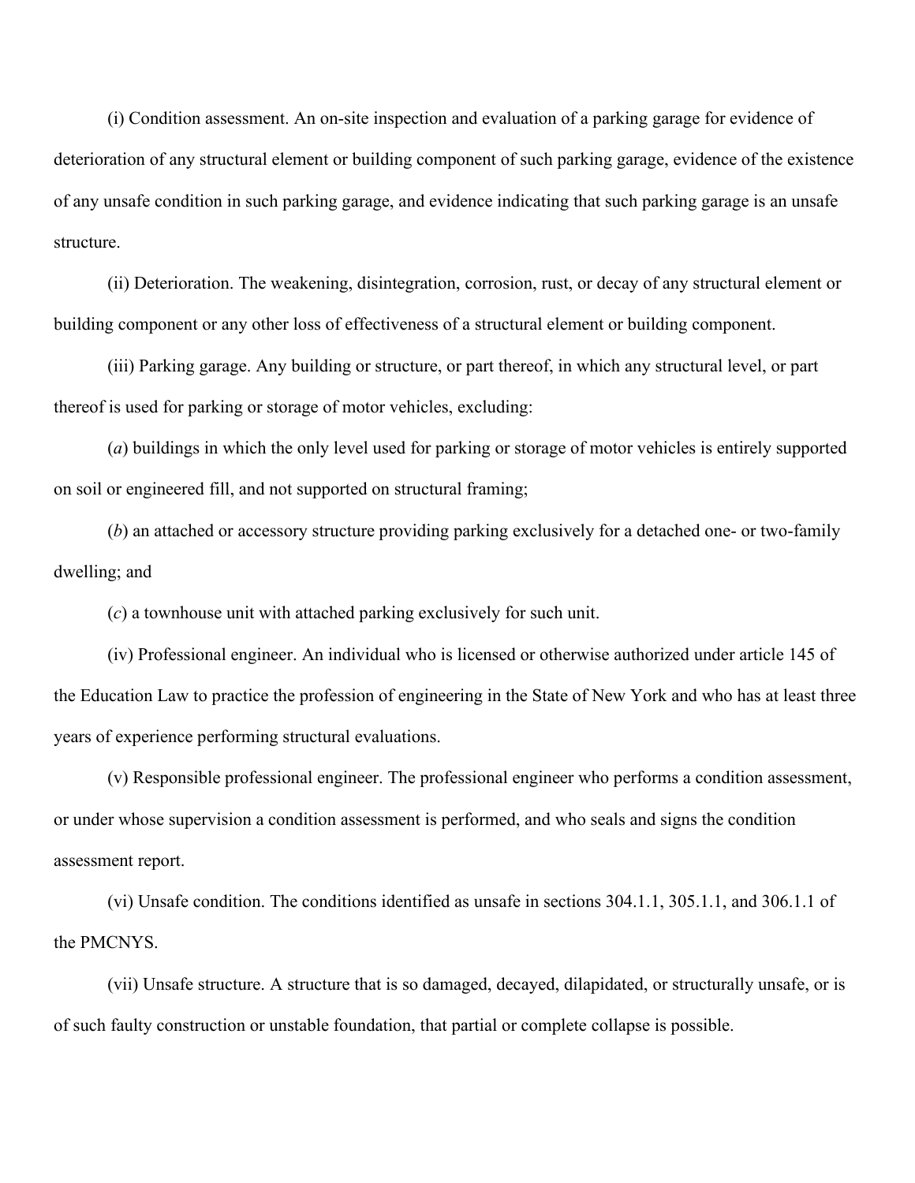(i) Condition assessment. An on-site inspection and evaluation of a parking garage for evidence of deterioration of any structural element or building component of such parking garage, evidence of the existence of any unsafe condition in such parking garage, and evidence indicating that such parking garage is an unsafe structure.

(ii) Deterioration. The weakening, disintegration, corrosion, rust, or decay of any structural element or building component or any other loss of effectiveness of a structural element or building component.

(iii) Parking garage. Any building or structure, or part thereof, in which any structural level, or part thereof is used for parking or storage of motor vehicles, excluding:

(*a*) buildings in which the only level used for parking or storage of motor vehicles is entirely supported on soil or engineered fill, and not supported on structural framing;

(*b*) an attached or accessory structure providing parking exclusively for a detached one- or two-family dwelling; and

(*c*) a townhouse unit with attached parking exclusively for such unit.

(iv) Professional engineer. An individual who is licensed or otherwise authorized under article 145 of the Education Law to practice the profession of engineering in the State of New York and who has at least three years of experience performing structural evaluations.

(v) Responsible professional engineer. The professional engineer who performs a condition assessment, or under whose supervision a condition assessment is performed, and who seals and signs the condition assessment report.

(vi) Unsafe condition. The conditions identified as unsafe in sections 304.1.1, 305.1.1, and 306.1.1 of the PMCNYS.

(vii) Unsafe structure. A structure that is so damaged, decayed, dilapidated, or structurally unsafe, or is of such faulty construction or unstable foundation, that partial or complete collapse is possible.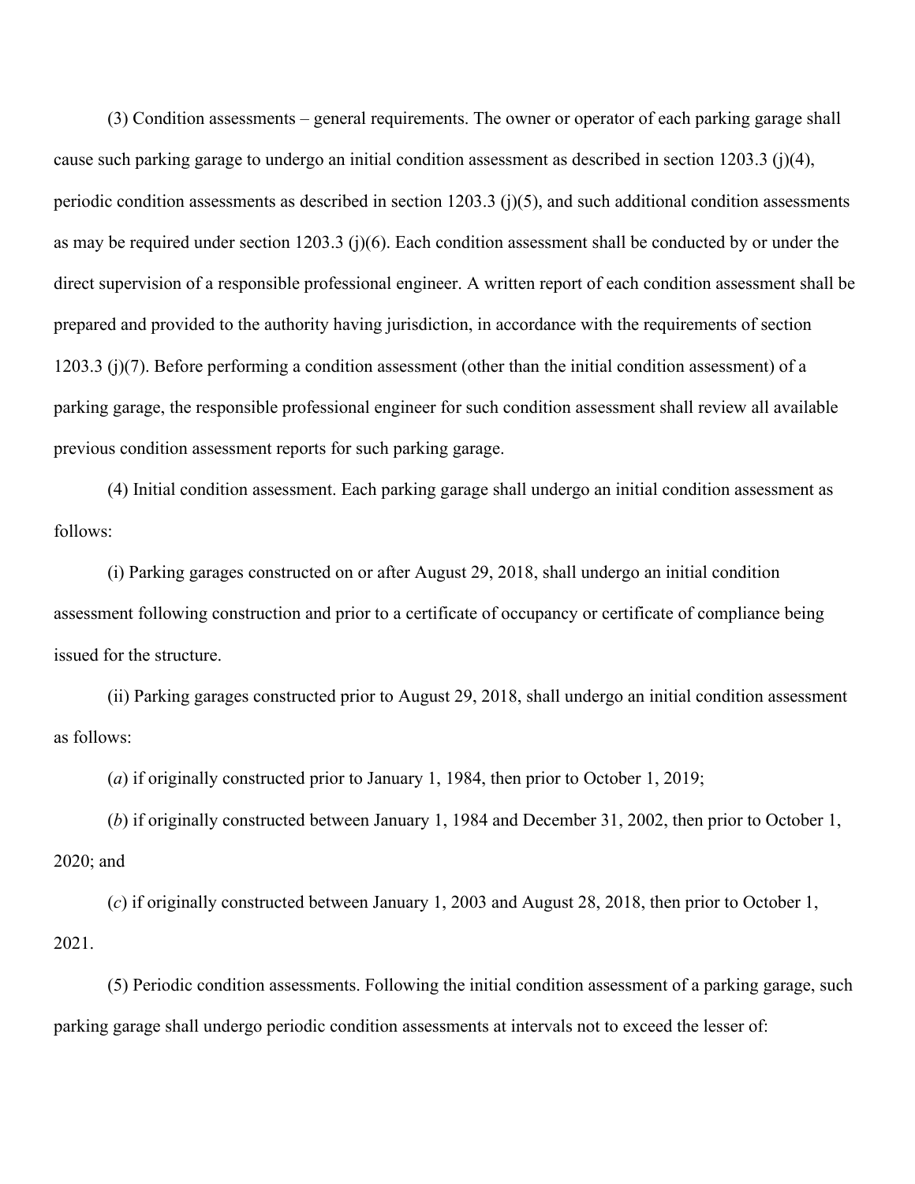(3) Condition assessments – general requirements. The owner or operator of each parking garage shall cause such parking garage to undergo an initial condition assessment as described in section 1203.3 (j)(4), periodic condition assessments as described in section 1203.3 (j)(5), and such additional condition assessments as may be required under section 1203.3 (j)(6). Each condition assessment shall be conducted by or under the direct supervision of a responsible professional engineer. A written report of each condition assessment shall be prepared and provided to the authority having jurisdiction, in accordance with the requirements of section 1203.3 (j)(7). Before performing a condition assessment (other than the initial condition assessment) of a parking garage, the responsible professional engineer for such condition assessment shall review all available previous condition assessment reports for such parking garage.

(4) Initial condition assessment. Each parking garage shall undergo an initial condition assessment as follows:

(i) Parking garages constructed on or after August 29, 2018, shall undergo an initial condition assessment following construction and prior to a certificate of occupancy or certificate of compliance being issued for the structure.

(ii) Parking garages constructed prior to August 29, 2018, shall undergo an initial condition assessment as follows:

(*a*) if originally constructed prior to January 1, 1984, then prior to October 1, 2019;

(*b*) if originally constructed between January 1, 1984 and December 31, 2002, then prior to October 1, 2020; and

(*c*) if originally constructed between January 1, 2003 and August 28, 2018, then prior to October 1, 2021.

(5) Periodic condition assessments. Following the initial condition assessment of a parking garage, such parking garage shall undergo periodic condition assessments at intervals not to exceed the lesser of: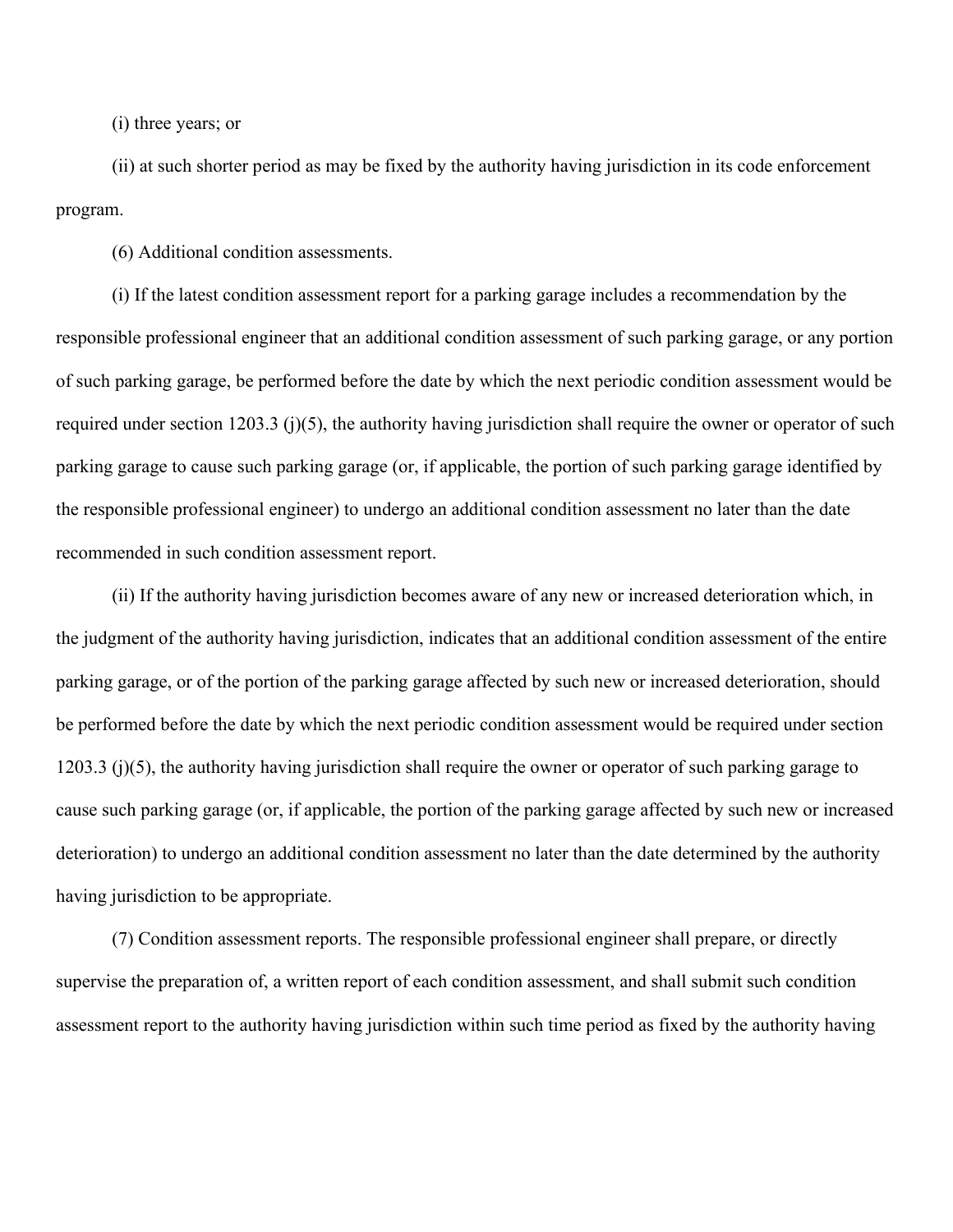(i) three years; or

(ii) at such shorter period as may be fixed by the authority having jurisdiction in its code enforcement program.

(6) Additional condition assessments.

(i) If the latest condition assessment report for a parking garage includes a recommendation by the responsible professional engineer that an additional condition assessment of such parking garage, or any portion of such parking garage, be performed before the date by which the next periodic condition assessment would be required under section 1203.3 (j)(5), the authority having jurisdiction shall require the owner or operator of such parking garage to cause such parking garage (or, if applicable, the portion of such parking garage identified by the responsible professional engineer) to undergo an additional condition assessment no later than the date recommended in such condition assessment report.

(ii) If the authority having jurisdiction becomes aware of any new or increased deterioration which, in the judgment of the authority having jurisdiction, indicates that an additional condition assessment of the entire parking garage, or of the portion of the parking garage affected by such new or increased deterioration, should be performed before the date by which the next periodic condition assessment would be required under section 1203.3 (j)(5), the authority having jurisdiction shall require the owner or operator of such parking garage to cause such parking garage (or, if applicable, the portion of the parking garage affected by such new or increased deterioration) to undergo an additional condition assessment no later than the date determined by the authority having jurisdiction to be appropriate.

(7) Condition assessment reports. The responsible professional engineer shall prepare, or directly supervise the preparation of, a written report of each condition assessment, and shall submit such condition assessment report to the authority having jurisdiction within such time period as fixed by the authority having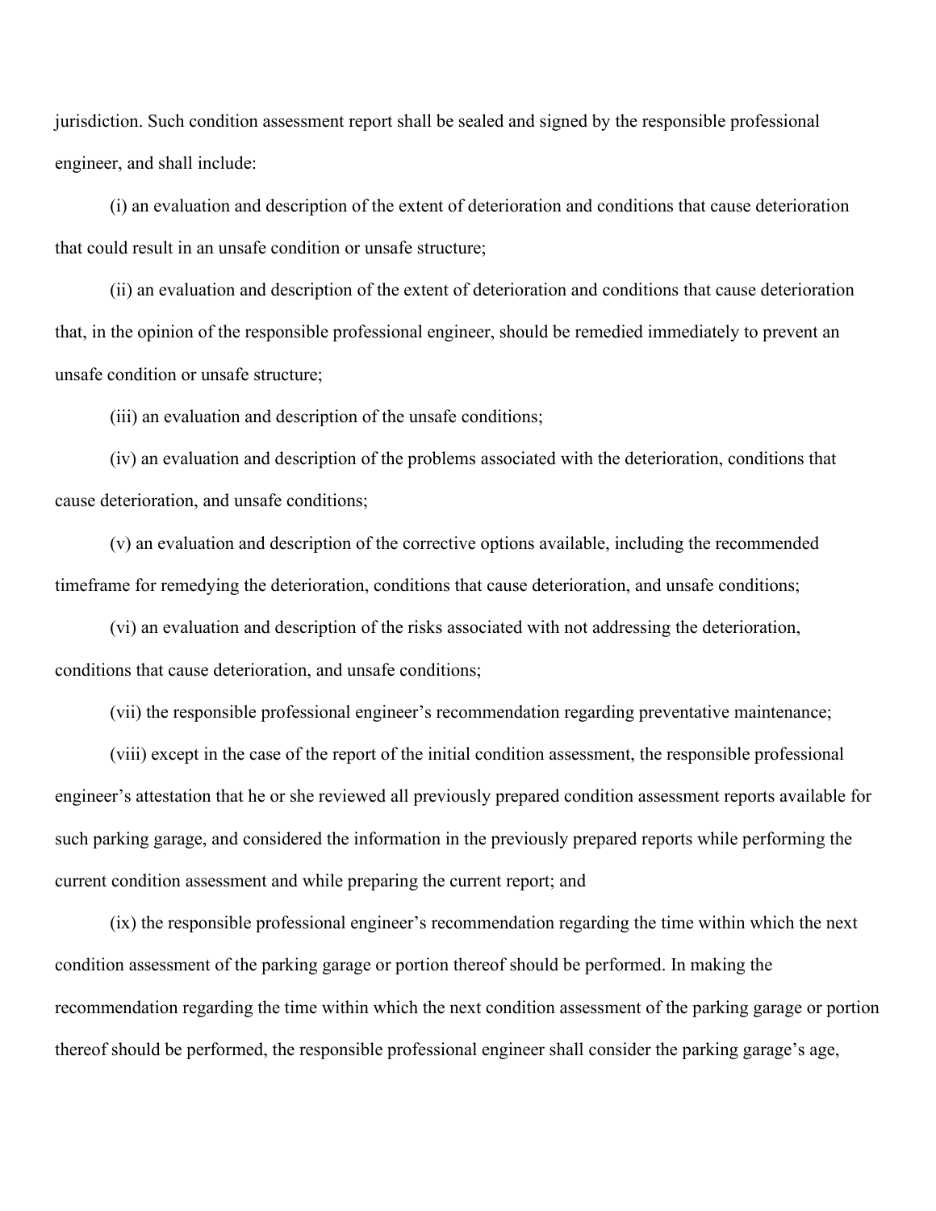jurisdiction. Such condition assessment report shall be sealed and signed by the responsible professional engineer, and shall include:

(i) an evaluation and description of the extent of deterioration and conditions that cause deterioration that could result in an unsafe condition or unsafe structure;

(ii) an evaluation and description of the extent of deterioration and conditions that cause deterioration that, in the opinion of the responsible professional engineer, should be remedied immediately to prevent an unsafe condition or unsafe structure;

(iii) an evaluation and description of the unsafe conditions;

(iv) an evaluation and description of the problems associated with the deterioration, conditions that cause deterioration, and unsafe conditions;

(v) an evaluation and description of the corrective options available, including the recommended timeframe for remedying the deterioration, conditions that cause deterioration, and unsafe conditions;

(vi) an evaluation and description of the risks associated with not addressing the deterioration, conditions that cause deterioration, and unsafe conditions;

(vii) the responsible professional engineer's recommendation regarding preventative maintenance;

(viii) except in the case of the report of the initial condition assessment, the responsible professional engineer's attestation that he or she reviewed all previously prepared condition assessment reports available for such parking garage, and considered the information in the previously prepared reports while performing the current condition assessment and while preparing the current report; and

(ix) the responsible professional engineer's recommendation regarding the time within which the next condition assessment of the parking garage or portion thereof should be performed. In making the recommendation regarding the time within which the next condition assessment of the parking garage or portion thereof should be performed, the responsible professional engineer shall consider the parking garage's age,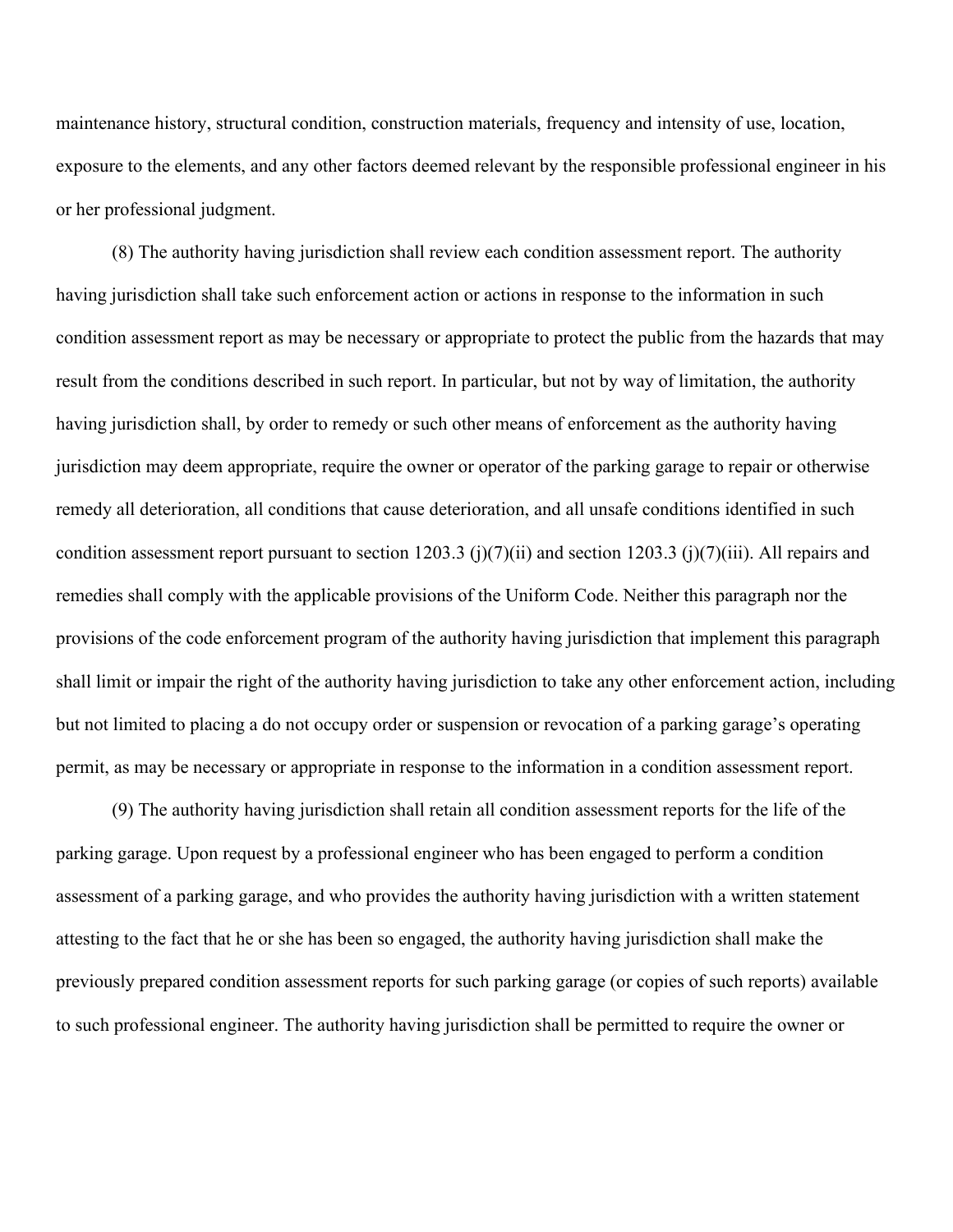maintenance history, structural condition, construction materials, frequency and intensity of use, location, exposure to the elements, and any other factors deemed relevant by the responsible professional engineer in his or her professional judgment.

(8) The authority having jurisdiction shall review each condition assessment report. The authority having jurisdiction shall take such enforcement action or actions in response to the information in such condition assessment report as may be necessary or appropriate to protect the public from the hazards that may result from the conditions described in such report. In particular, but not by way of limitation, the authority having jurisdiction shall, by order to remedy or such other means of enforcement as the authority having jurisdiction may deem appropriate, require the owner or operator of the parking garage to repair or otherwise remedy all deterioration, all conditions that cause deterioration, and all unsafe conditions identified in such condition assessment report pursuant to section 1203.3 (j)(7)(ii) and section 1203.3 (j)(7)(iii). All repairs and remedies shall comply with the applicable provisions of the Uniform Code. Neither this paragraph nor the provisions of the code enforcement program of the authority having jurisdiction that implement this paragraph shall limit or impair the right of the authority having jurisdiction to take any other enforcement action, including but not limited to placing a do not occupy order or suspension or revocation of a parking garage's operating permit, as may be necessary or appropriate in response to the information in a condition assessment report.

(9) The authority having jurisdiction shall retain all condition assessment reports for the life of the parking garage. Upon request by a professional engineer who has been engaged to perform a condition assessment of a parking garage, and who provides the authority having jurisdiction with a written statement attesting to the fact that he or she has been so engaged, the authority having jurisdiction shall make the previously prepared condition assessment reports for such parking garage (or copies of such reports) available to such professional engineer. The authority having jurisdiction shall be permitted to require the owner or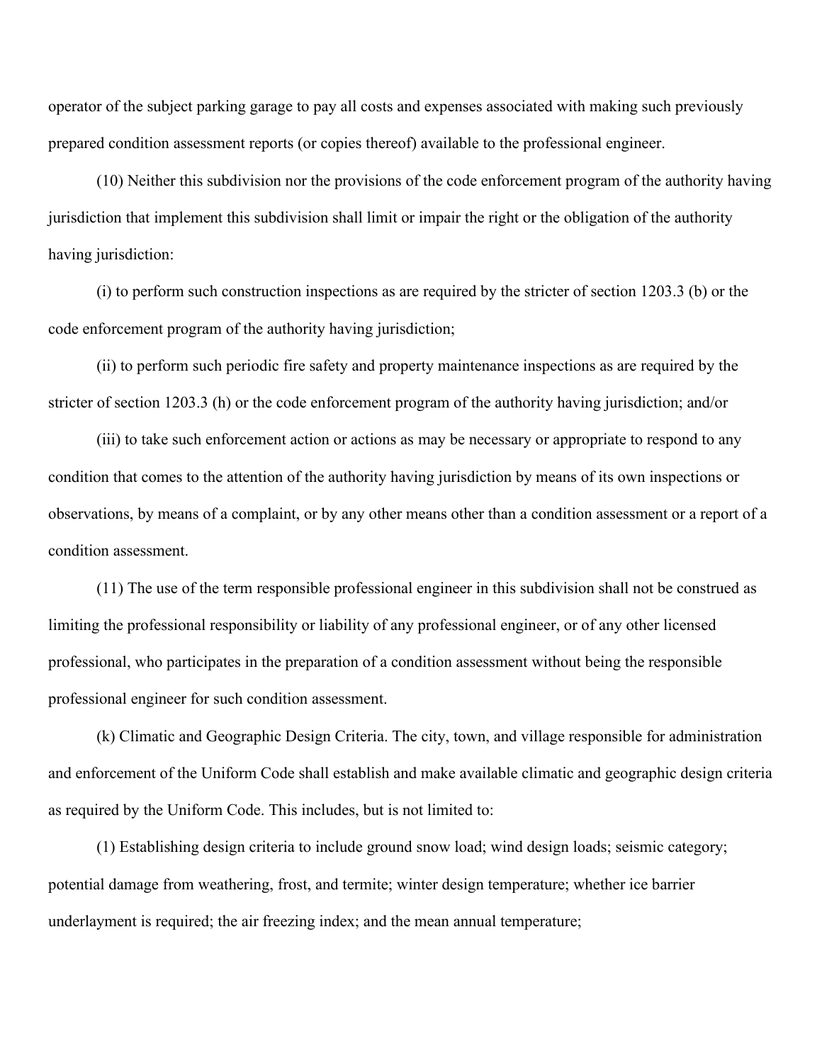operator of the subject parking garage to pay all costs and expenses associated with making such previously prepared condition assessment reports (or copies thereof) available to the professional engineer.

(10) Neither this subdivision nor the provisions of the code enforcement program of the authority having jurisdiction that implement this subdivision shall limit or impair the right or the obligation of the authority having jurisdiction:

(i) to perform such construction inspections as are required by the stricter of section 1203.3 (b) or the code enforcement program of the authority having jurisdiction;

(ii) to perform such periodic fire safety and property maintenance inspections as are required by the stricter of section 1203.3 (h) or the code enforcement program of the authority having jurisdiction; and/or

(iii) to take such enforcement action or actions as may be necessary or appropriate to respond to any condition that comes to the attention of the authority having jurisdiction by means of its own inspections or observations, by means of a complaint, or by any other means other than a condition assessment or a report of a condition assessment.

(11) The use of the term responsible professional engineer in this subdivision shall not be construed as limiting the professional responsibility or liability of any professional engineer, or of any other licensed professional, who participates in the preparation of a condition assessment without being the responsible professional engineer for such condition assessment.

(k) Climatic and Geographic Design Criteria. The city, town, and village responsible for administration and enforcement of the Uniform Code shall establish and make available climatic and geographic design criteria as required by the Uniform Code. This includes, but is not limited to:

(1) Establishing design criteria to include ground snow load; wind design loads; seismic category; potential damage from weathering, frost, and termite; winter design temperature; whether ice barrier underlayment is required; the air freezing index; and the mean annual temperature;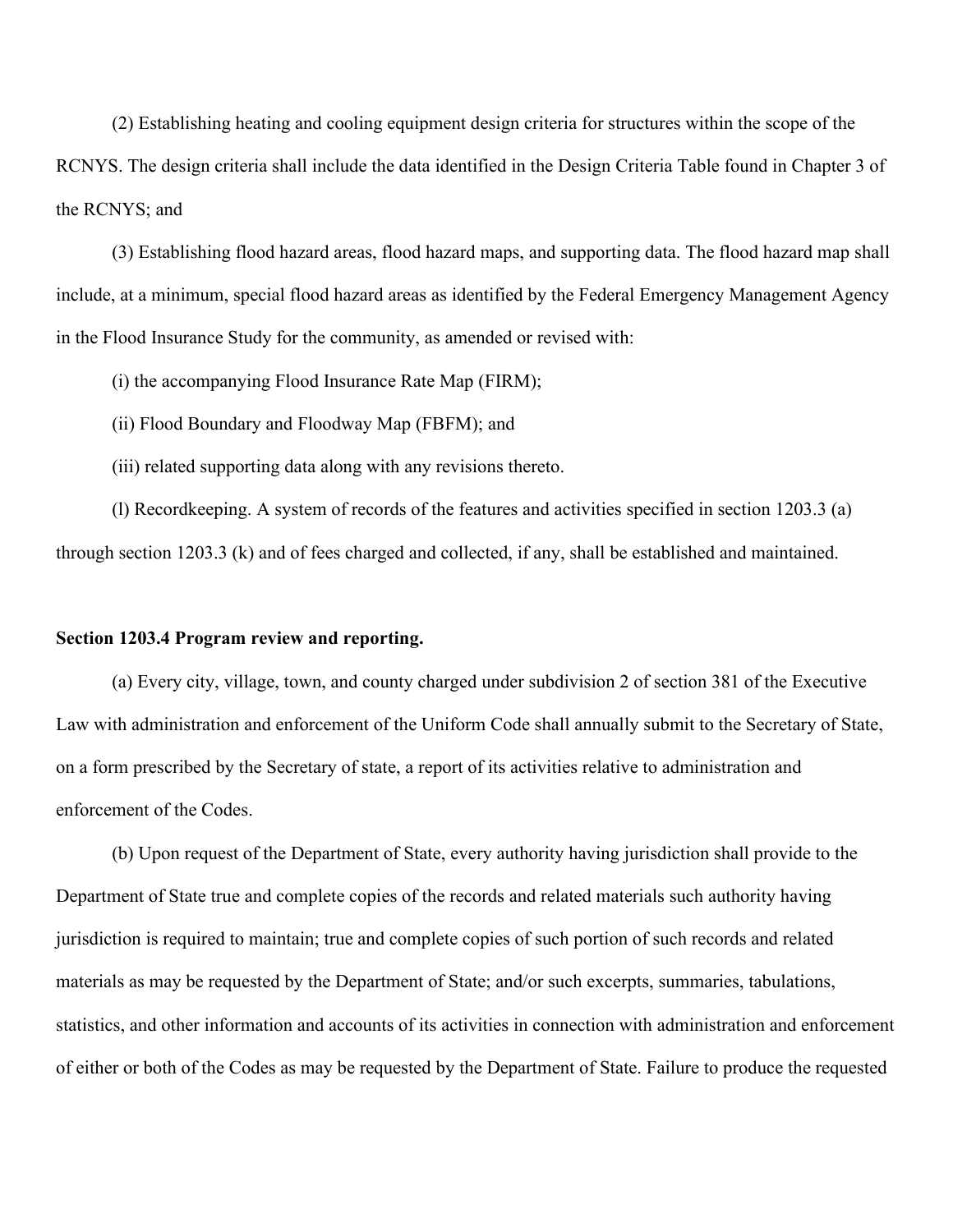(2) Establishing heating and cooling equipment design criteria for structures within the scope of the RCNYS. The design criteria shall include the data identified in the Design Criteria Table found in Chapter 3 of the RCNYS; and

(3) Establishing flood hazard areas, flood hazard maps, and supporting data. The flood hazard map shall include, at a minimum, special flood hazard areas as identified by the Federal Emergency Management Agency in the Flood Insurance Study for the community, as amended or revised with:

(i) the accompanying Flood Insurance Rate Map (FIRM);

(ii) Flood Boundary and Floodway Map (FBFM); and

(iii) related supporting data along with any revisions thereto.

(l) Recordkeeping. A system of records of the features and activities specified in section 1203.3 (a) through section 1203.3 (k) and of fees charged and collected, if any, shall be established and maintained.

**Section 1203.4 Program review and reporting.**

(a) Every city, village, town, and county charged under subdivision 2 of section 381 of the Executive Law with administration and enforcement of the Uniform Code shall annually submit to the Secretary of State, on a form prescribed by the Secretary of state, a report of its activities relative to administration and enforcement of the Codes.

(b) Upon request of the Department of State, every authority having jurisdiction shall provide to the Department of State true and complete copies of the records and related materials such authority having jurisdiction is required to maintain; true and complete copies of such portion of such records and related materials as may be requested by the Department of State; and/or such excerpts, summaries, tabulations, statistics, and other information and accounts of its activities in connection with administration and enforcement of either or both of the Codes as may be requested by the Department of State. Failure to produce the requested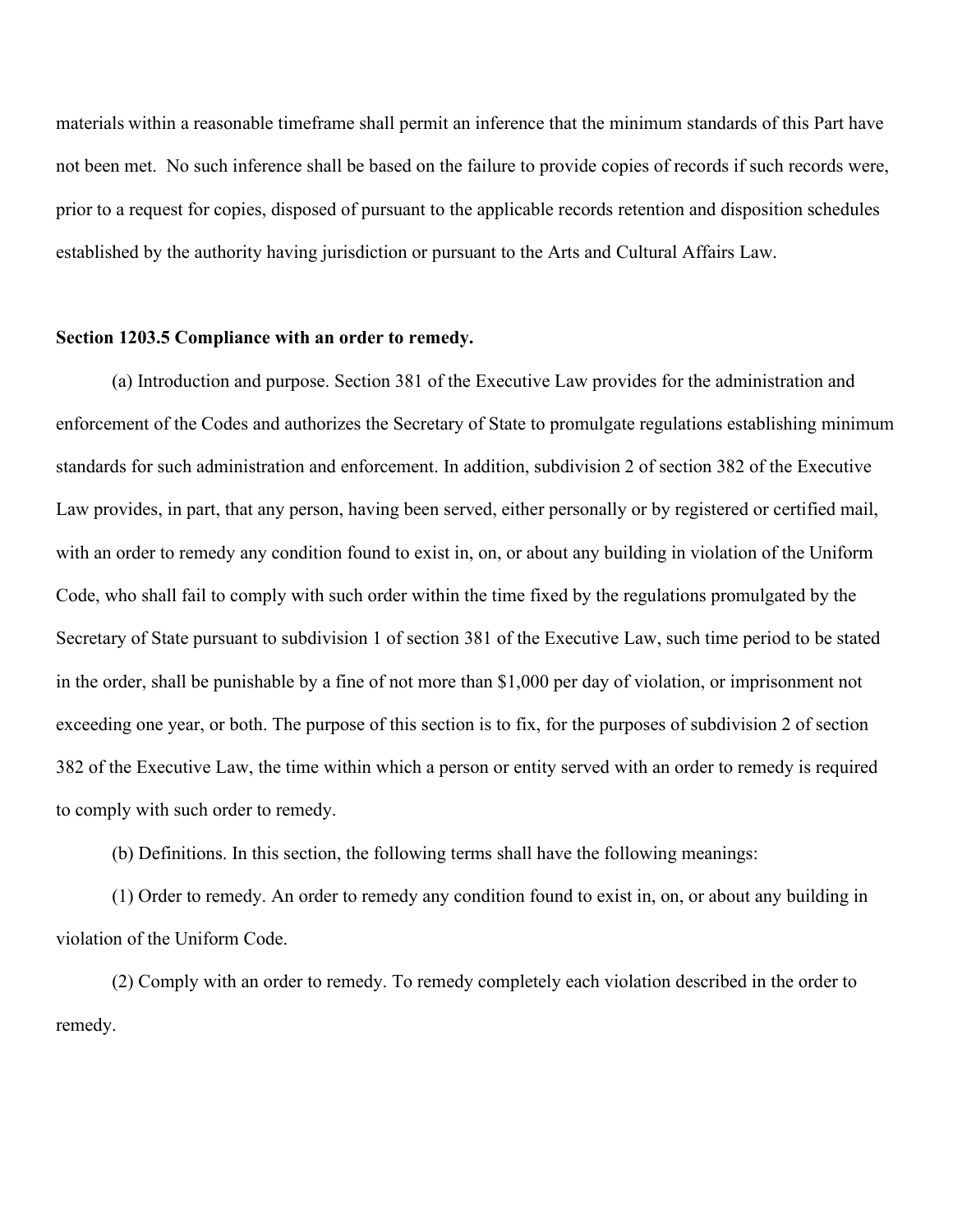materials within a reasonable timeframe shall permit an inference that the minimum standards of this Part have not been met. No such inference shall be based on the failure to provide copies of records if such records were, prior to a request for copies, disposed of pursuant to the applicable records retention and disposition schedules established by the authority having jurisdiction or pursuant to the Arts and Cultural Affairs Law.

**Section 1203.5 Compliance with an order to remedy.**

(a) Introduction and purpose. Section 381 of the Executive Law provides for the administration and enforcement of the Codes and authorizes the Secretary of State to promulgate regulations establishing minimum standards for such administration and enforcement. In addition, subdivision 2 of section 382 of the Executive Law provides, in part, that any person, having been served, either personally or by registered or certified mail, with an order to remedy any condition found to exist in, on, or about any building in violation of the Uniform Code, who shall fail to comply with such order within the time fixed by the regulations promulgated by the Secretary of State pursuant to subdivision 1 of section 381 of the Executive Law, such time period to be stated in the order, shall be punishable by a fine of not more than $1,000 per day of violation, or imprisonment not exceeding one year, or both. The purpose of this section is to fix, for the purposes of subdivision 2 of section 382 of the Executive Law, the time within which a person or entity served with an order to remedy is required to comply with such order to remedy.

(b) Definitions. In this section, the following terms shall have the following meanings:

(1) Order to remedy. An order to remedy any condition found to exist in, on, or about any building in violation of the Uniform Code.

(2) Comply with an order to remedy. To remedy completely each violation described in the order to remedy.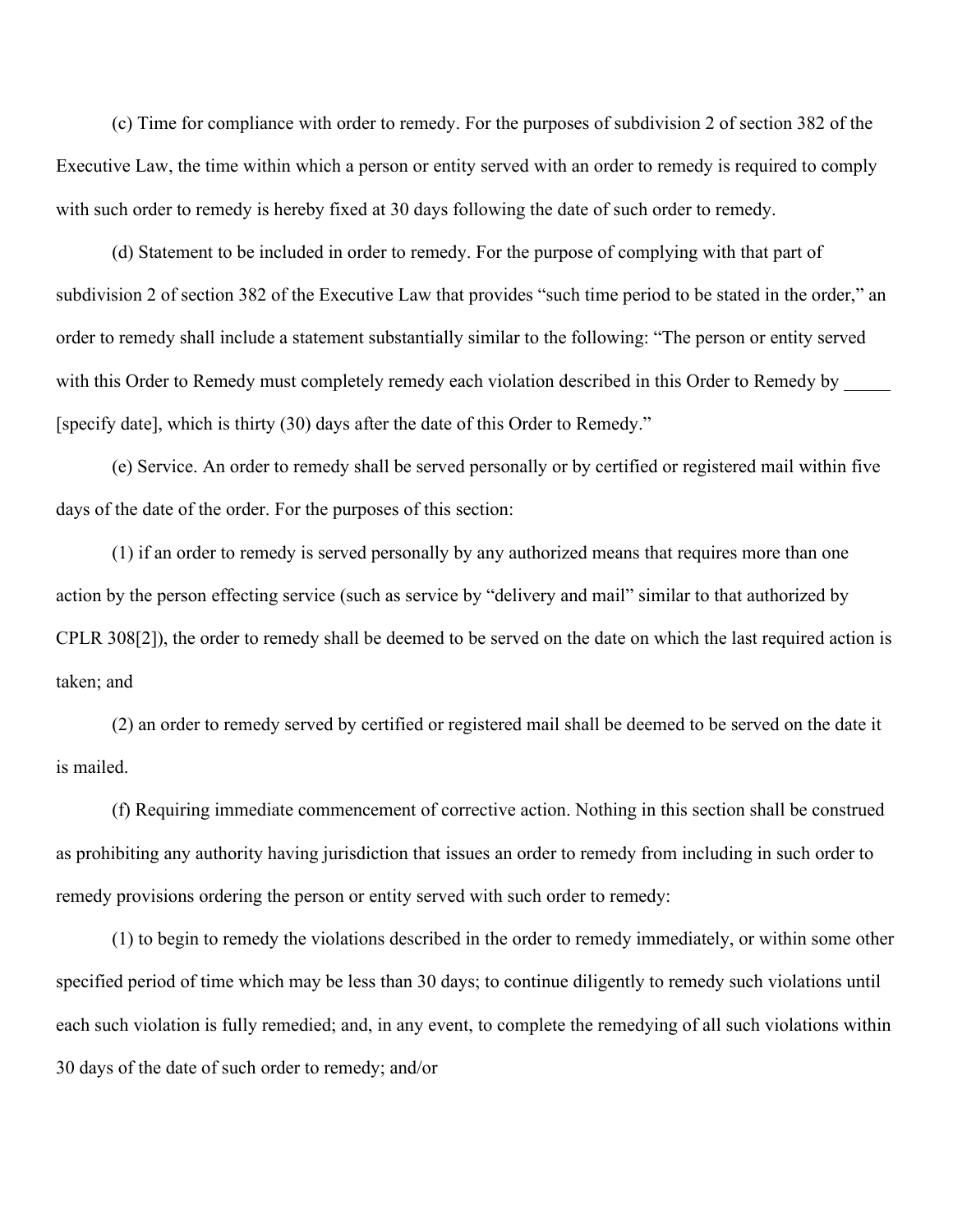(c) Time for compliance with order to remedy. For the purposes of subdivision 2 of section 382 of the Executive Law, the time within which a person or entity served with an order to remedy is required to comply with such order to remedy is hereby fixed at 30 days following the date of such order to remedy.

(d) Statement to be included in order to remedy. For the purpose of complying with that part of subdivision 2 of section 382 of the Executive Law that provides "such time period to be stated in the order," an order to remedy shall include a statement substantially similar to the following: "The person or entity served with this Order to Remedy must completely remedy each violation described in this Order to Remedy by _____ [specify date], which is thirty (30) days after the date of this Order to Remedy."

(e) Service. An order to remedy shall be served personally or by certified or registered mail within five days of the date of the order. For the purposes of this section:

(1) if an order to remedy is served personally by any authorized means that requires more than one action by the person effecting service (such as service by "delivery and mail" similar to that authorized by CPLR 308[2]), the order to remedy shall be deemed to be served on the date on which the last required action is taken; and

(2) an order to remedy served by certified or registered mail shall be deemed to be served on the date it is mailed.

(f) Requiring immediate commencement of corrective action. Nothing in this section shall be construed as prohibiting any authority having jurisdiction that issues an order to remedy from including in such order to remedy provisions ordering the person or entity served with such order to remedy:

(1) to begin to remedy the violations described in the order to remedy immediately, or within some other specified period of time which may be less than 30 days; to continue diligently to remedy such violations until each such violation is fully remedied; and, in any event, to complete the remedying of all such violations within 30 days of the date of such order to remedy; and/or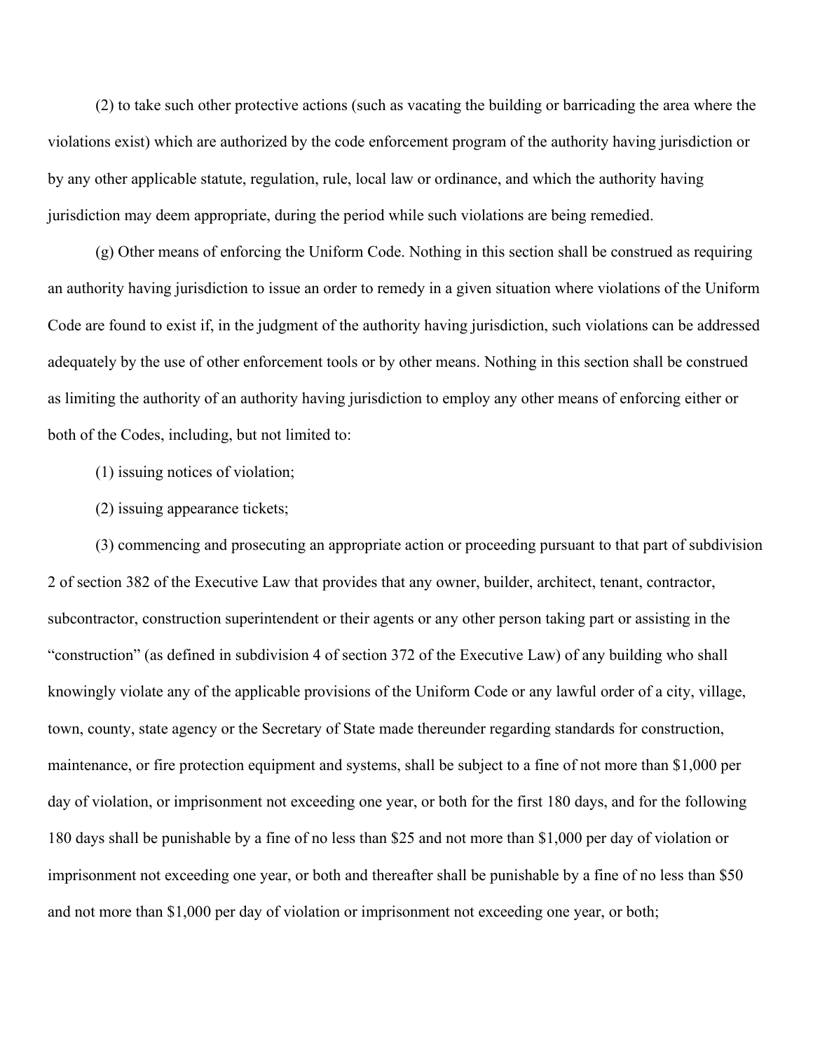(2) to take such other protective actions (such as vacating the building or barricading the area where the violations exist) which are authorized by the code enforcement program of the authority having jurisdiction or by any other applicable statute, regulation, rule, local law or ordinance, and which the authority having jurisdiction may deem appropriate, during the period while such violations are being remedied.

(g) Other means of enforcing the Uniform Code. Nothing in this section shall be construed as requiring an authority having jurisdiction to issue an order to remedy in a given situation where violations of the Uniform Code are found to exist if, in the judgment of the authority having jurisdiction, such violations can be addressed adequately by the use of other enforcement tools or by other means. Nothing in this section shall be construed as limiting the authority of an authority having jurisdiction to employ any other means of enforcing either or both of the Codes, including, but not limited to:

(1) issuing notices of violation;

(2) issuing appearance tickets;

(3) commencing and prosecuting an appropriate action or proceeding pursuant to that part of subdivision 2 of section 382 of the Executive Law that provides that any owner, builder, architect, tenant, contractor, subcontractor, construction superintendent or their agents or any other person taking part or assisting in the "construction" (as defined in subdivision 4 of section 372 of the Executive Law) of any building who shall knowingly violate any of the applicable provisions of the Uniform Code or any lawful order of a city, village, town, county, state agency or the Secretary of State made thereunder regarding standards for construction, maintenance, or fire protection equipment and systems, shall be subject to a fine of not more than $1,000 per day of violation, or imprisonment not exceeding one year, or both for the first 180 days, and for the following 180 days shall be punishable by a fine of no less than $25 and not more than $1,000 per day of violation or imprisonment not exceeding one year, or both and thereafter shall be punishable by a fine of no less than $50 and not more than $1,000 per day of violation or imprisonment not exceeding one year, or both;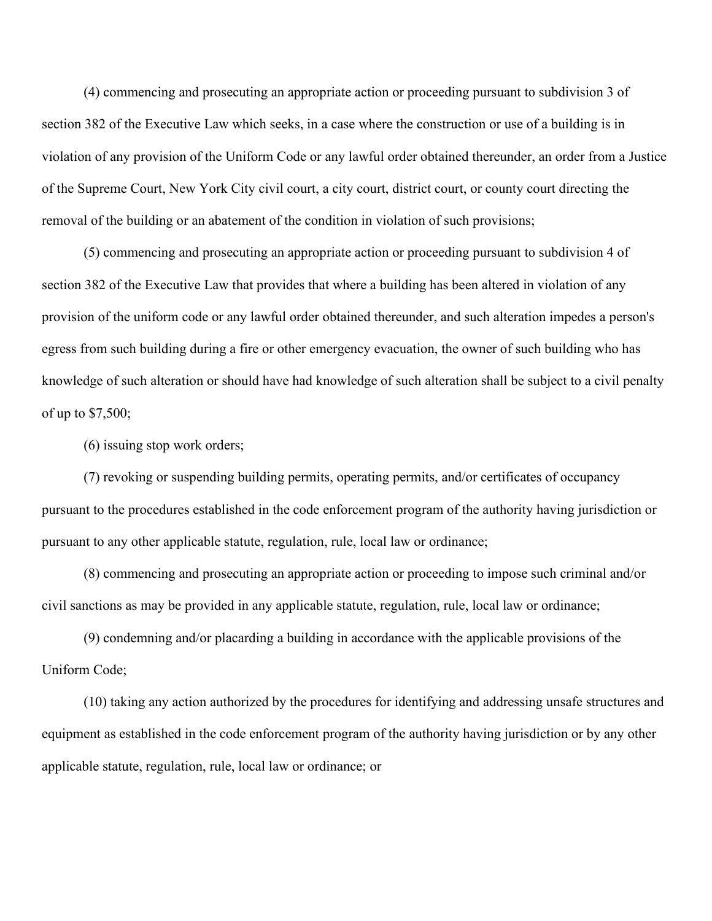(4) commencing and prosecuting an appropriate action or proceeding pursuant to subdivision 3 of section 382 of the Executive Law which seeks, in a case where the construction or use of a building is in violation of any provision of the Uniform Code or any lawful order obtained thereunder, an order from a Justice of the Supreme Court, New York City civil court, a city court, district court, or county court directing the removal of the building or an abatement of the condition in violation of such provisions;

(5) commencing and prosecuting an appropriate action or proceeding pursuant to subdivision 4 of section 382 of the Executive Law that provides that where a building has been altered in violation of any provision of the uniform code or any lawful order obtained thereunder, and such alteration impedes a person's egress from such building during a fire or other emergency evacuation, the owner of such building who has knowledge of such alteration or should have had knowledge of such alteration shall be subject to a civil penalty of up to $7,500;

(6) issuing stop work orders;

(7) revoking or suspending building permits, operating permits, and/or certificates of occupancy pursuant to the procedures established in the code enforcement program of the authority having jurisdiction or pursuant to any other applicable statute, regulation, rule, local law or ordinance;

(8) commencing and prosecuting an appropriate action or proceeding to impose such criminal and/or civil sanctions as may be provided in any applicable statute, regulation, rule, local law or ordinance;

(9) condemning and/or placarding a building in accordance with the applicable provisions of the Uniform Code;

(10) taking any action authorized by the procedures for identifying and addressing unsafe structures and equipment as established in the code enforcement program of the authority having jurisdiction or by any other applicable statute, regulation, rule, local law or ordinance; or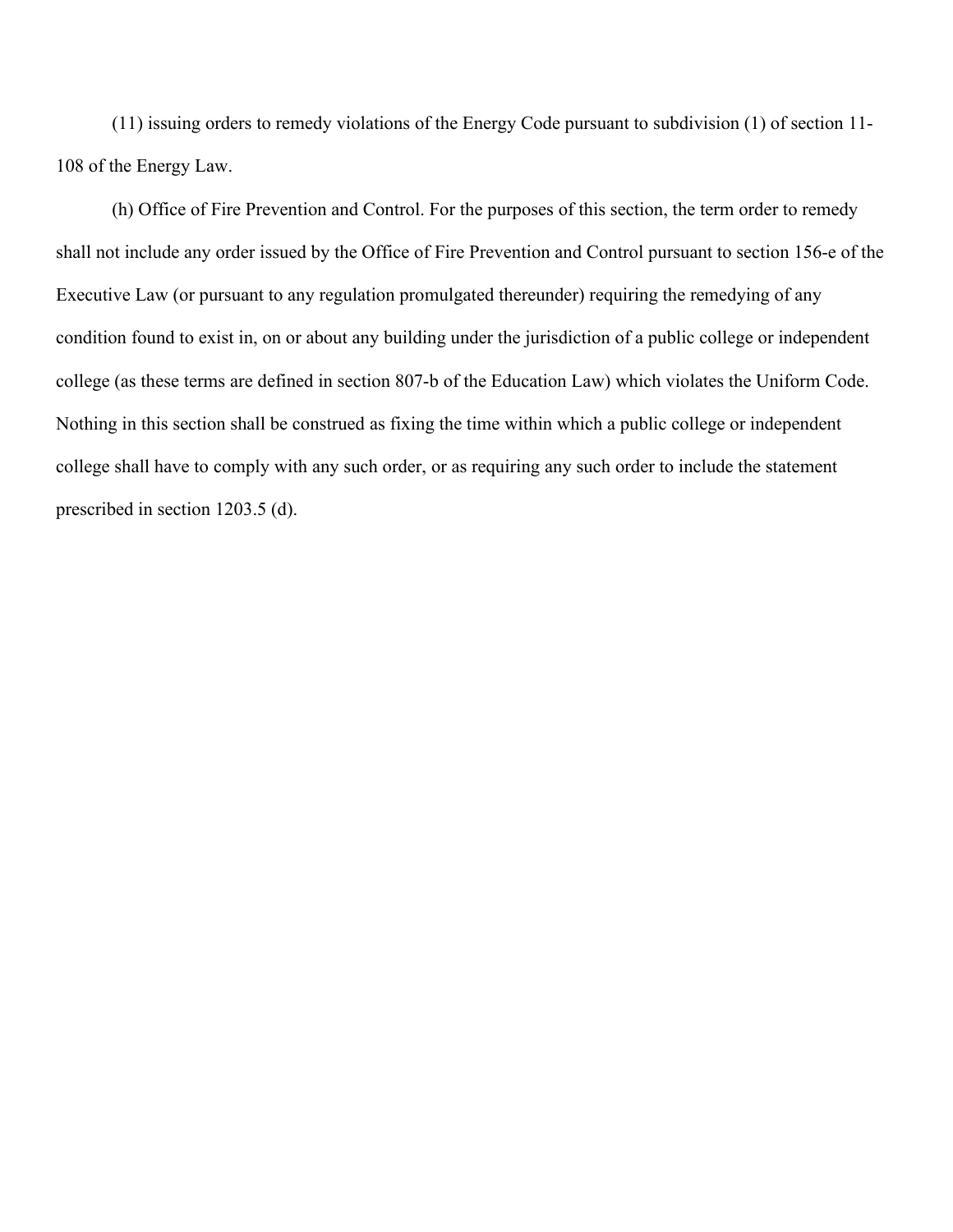(11) issuing orders to remedy violations of the Energy Code pursuant to subdivision (1) of section 11-108 of the Energy Law.

(h) Office of Fire Prevention and Control. For the purposes of this section, the term order to remedy shall not include any order issued by the Office of Fire Prevention and Control pursuant to section 156-e of the Executive Law (or pursuant to any regulation promulgated thereunder) requiring the remedying of any condition found to exist in, on or about any building under the jurisdiction of a public college or independent college (as these terms are defined in section 807-b of the Education Law) which violates the Uniform Code. Nothing in this section shall be construed as fixing the time within which a public college or independent college shall have to comply with any such order, or as requiring any such order to include the statement prescribed in section 1203.5 (d).